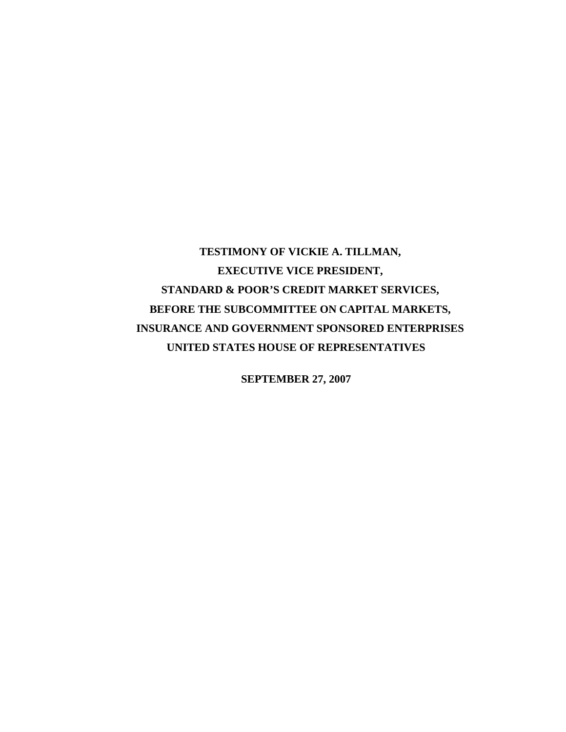**TESTIMONY OF VICKIE A. TILLMAN,**

**EXECUTIVE VICE PRESIDENT,**

**STANDARD & POOR'S CREDIT MARKET SERVICES,**

**BEFORE THE SUBCOMMITTEE ON CAPITAL MARKETS,**

**INSURANCE AND GOVERNMENT SPONSORED ENTERPRISES**

**UNITED STATES HOUSE OF REPRESENTATIVES**

**SEPTEMBER 27, 2007**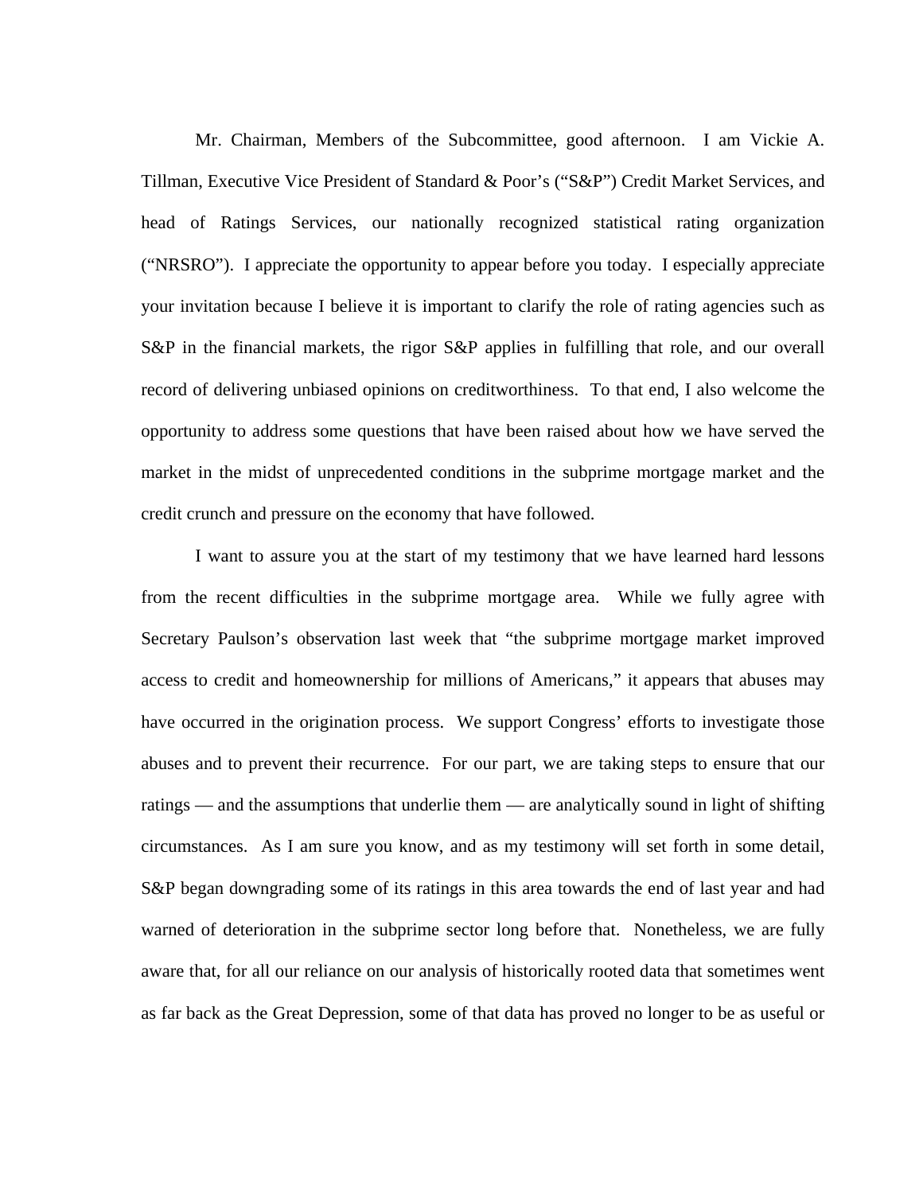Mr. Chairman, Members of the Subcommittee, good afternoon. I am Vickie A. Tillman, Executive Vice President of Standard & Poor's ("S&P") Credit Market Services, and head of Ratings Services, our nationally recognized statistical rating organization ("NRSRO"). I appreciate the opportunity to appear before you today. I especially appreciate your invitation because I believe it is important to clarify the role of rating agencies such as S&P in the financial markets, the rigor S&P applies in fulfilling that role, and our overall record of delivering unbiased opinions on creditworthiness. To that end, I also welcome the opportunity to address some questions that have been raised about how we have served the market in the midst of unprecedented conditions in the subprime mortgage market and the credit crunch and pressure on the economy that have followed.

I want to assure you at the start of my testimony that we have learned hard lessons from the recent difficulties in the subprime mortgage area. While we fully agree with Secretary Paulson's observation last week that "the subprime mortgage market improved access to credit and homeownership for millions of Americans," it appears that abuses may have occurred in the origination process. We support Congress' efforts to investigate those abuses and to prevent their recurrence. For our part, we are taking steps to ensure that our ratings — and the assumptions that underlie them — are analytically sound in light of shifting circumstances. As I am sure you know, and as my testimony will set forth in some detail, S&P began downgrading some of its ratings in this area towards the end of last year and had warned of deterioration in the subprime sector long before that. Nonetheless, we are fully aware that, for all our reliance on our analysis of historically rooted data that sometimes went as far back as the Great Depression, some of that data has proved no longer to be as useful or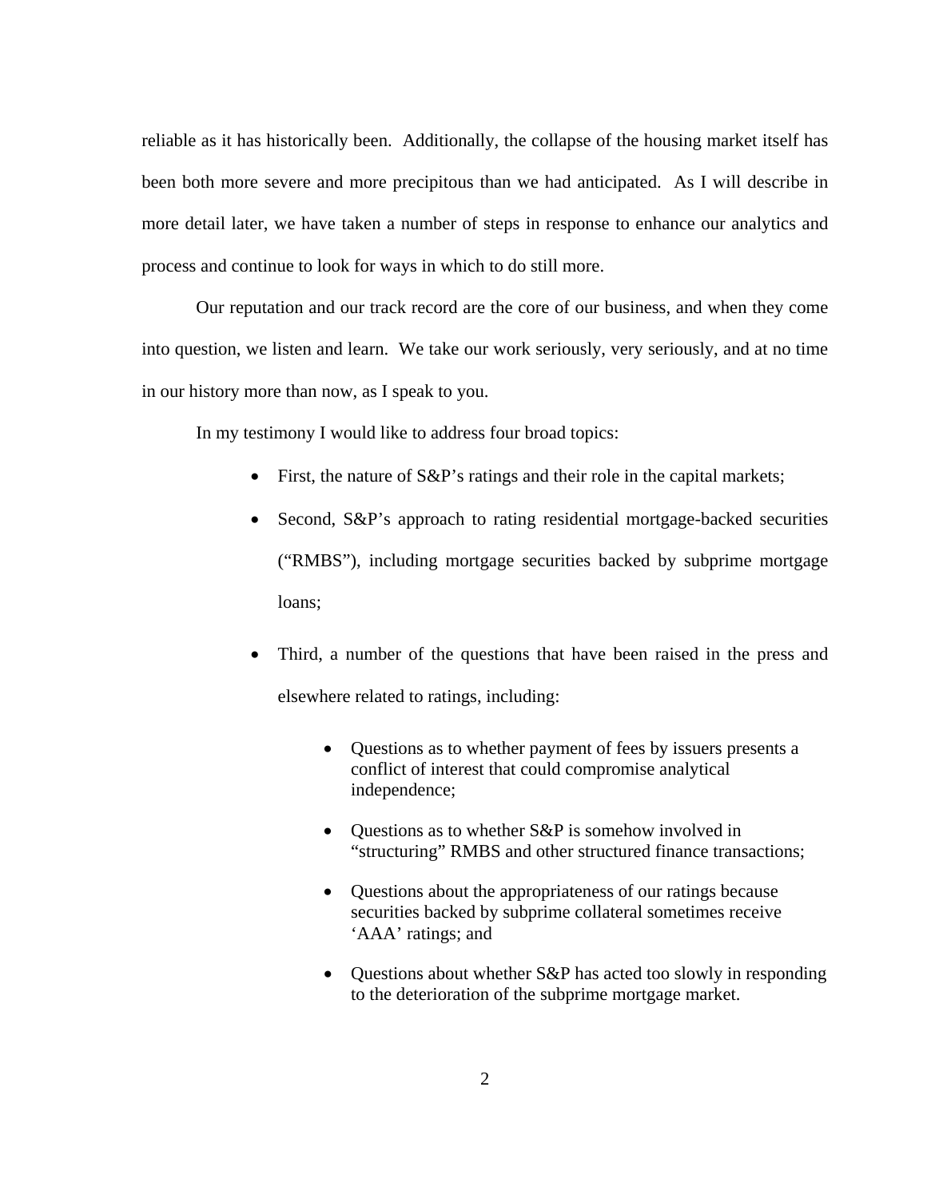reliable as it has historically been. Additionally, the collapse of the housing market itself has been both more severe and more precipitous than we had anticipated. As I will describe in more detail later, we have taken a number of steps in response to enhance our analytics and process and continue to look for ways in which to do still more.

Our reputation and our track record are the core of our business, and when they come into question, we listen and learn. We take our work seriously, very seriously, and at no time in our history more than now, as I speak to you.

In my testimony I would like to address four broad topics:

- First, the nature of S&P's ratings and their role in the capital markets;
- Second, S&P's approach to rating residential mortgage-backed securities ("RMBS"), including mortgage securities backed by subprime mortgage loans;
- Third, a number of the questions that have been raised in the press and elsewhere related to ratings, including:
  - Questions as to whether payment of fees by issuers presents a conflict of interest that could compromise analytical independence;
  - Questions as to whether S&P is somehow involved in "structuring" RMBS and other structured finance transactions;
  - Questions about the appropriateness of our ratings because securities backed by subprime collateral sometimes receive 'AAA' ratings; and
  - Questions about whether S&P has acted too slowly in responding to the deterioration of the subprime mortgage market.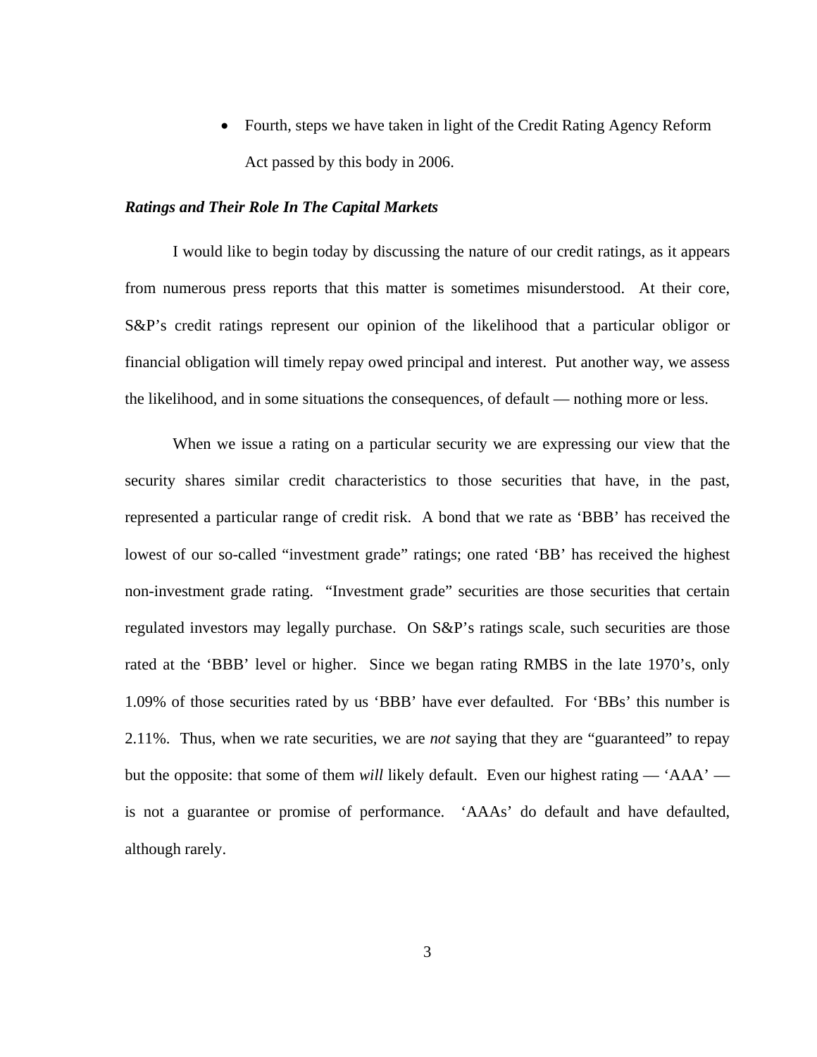- Fourth, steps we have taken in light of the Credit Rating Agency Reform Act passed by this body in 2006.

***Ratings and Their Role In The Capital Markets***

I would like to begin today by discussing the nature of our credit ratings, as it appears from numerous press reports that this matter is sometimes misunderstood. At their core, S&P's credit ratings represent our opinion of the likelihood that a particular obligor or financial obligation will timely repay owed principal and interest. Put another way, we assess the likelihood, and in some situations the consequences, of default — nothing more or less.

When we issue a rating on a particular security we are expressing our view that the security shares similar credit characteristics to those securities that have, in the past, represented a particular range of credit risk. A bond that we rate as 'BBB' has received the lowest of our so-called "investment grade" ratings; one rated 'BB' has received the highest non-investment grade rating. "Investment grade" securities are those securities that certain regulated investors may legally purchase. On S&P's ratings scale, such securities are those rated at the 'BBB' level or higher. Since we began rating RMBS in the late 1970's, only 1.09% of those securities rated by us 'BBB' have ever defaulted. For 'BBs' this number is 2.11%. Thus, when we rate securities, we are *not* saying that they are "guaranteed" to repay but the opposite: that some of them *will* likely default. Even our highest rating — 'AAA' — is not a guarantee or promise of performance. 'AAAs' do default and have defaulted, although rarely.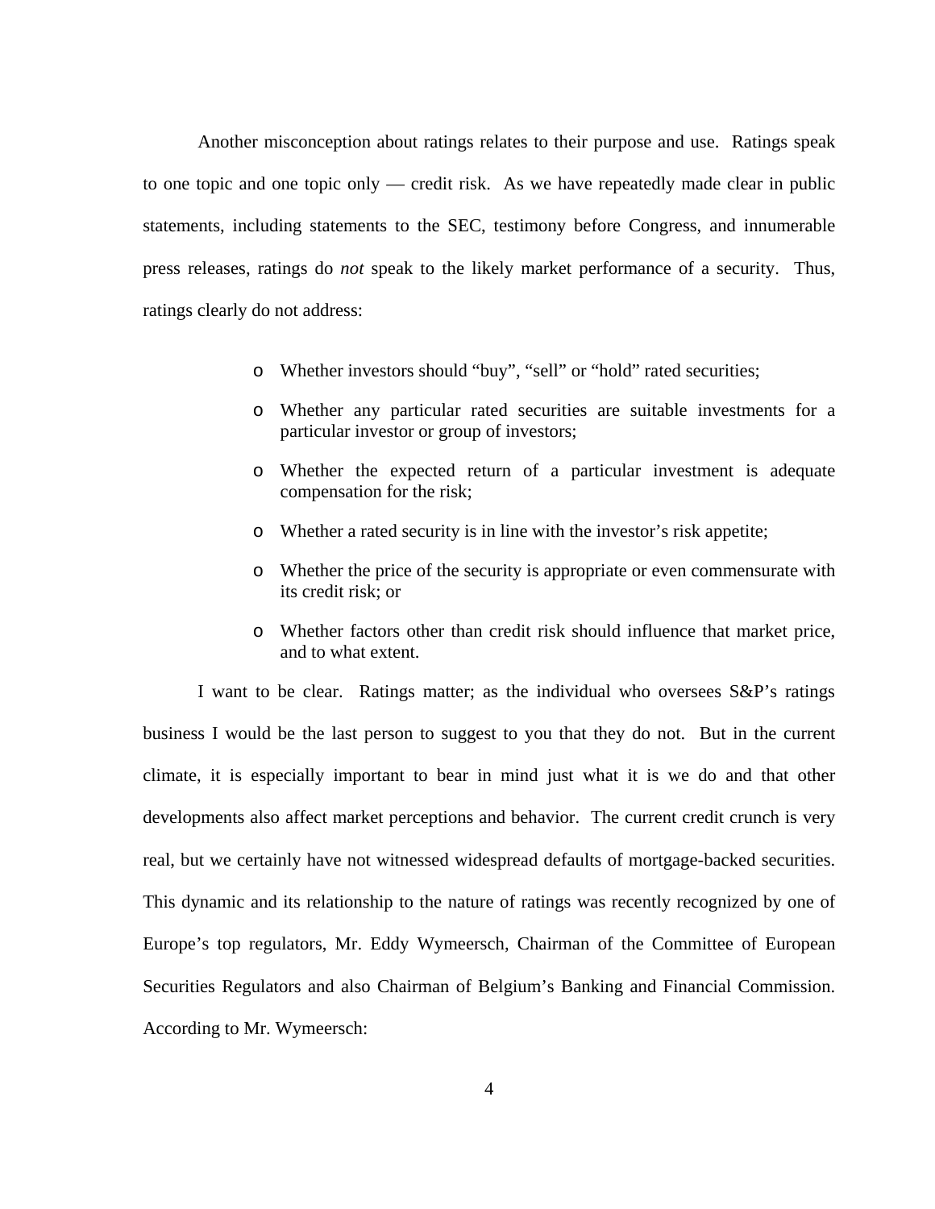Another misconception about ratings relates to their purpose and use. Ratings speak to one topic and one topic only — credit risk. As we have repeatedly made clear in public statements, including statements to the SEC, testimony before Congress, and innumerable press releases, ratings do *not* speak to the likely market performance of a security. Thus, ratings clearly do not address:

- Whether investors should "buy", "sell" or "hold" rated securities;
- Whether any particular rated securities are suitable investments for a particular investor or group of investors;
- Whether the expected return of a particular investment is adequate compensation for the risk;
- Whether a rated security is in line with the investor's risk appetite;
- Whether the price of the security is appropriate or even commensurate with its credit risk; or
- Whether factors other than credit risk should influence that market price, and to what extent.

I want to be clear. Ratings matter; as the individual who oversees S&P's ratings business I would be the last person to suggest to you that they do not. But in the current climate, it is especially important to bear in mind just what it is we do and that other developments also affect market perceptions and behavior. The current credit crunch is very real, but we certainly have not witnessed widespread defaults of mortgage-backed securities. This dynamic and its relationship to the nature of ratings was recently recognized by one of Europe's top regulators, Mr. Eddy Wymeersch, Chairman of the Committee of European Securities Regulators and also Chairman of Belgium's Banking and Financial Commission. According to Mr. Wymeersch: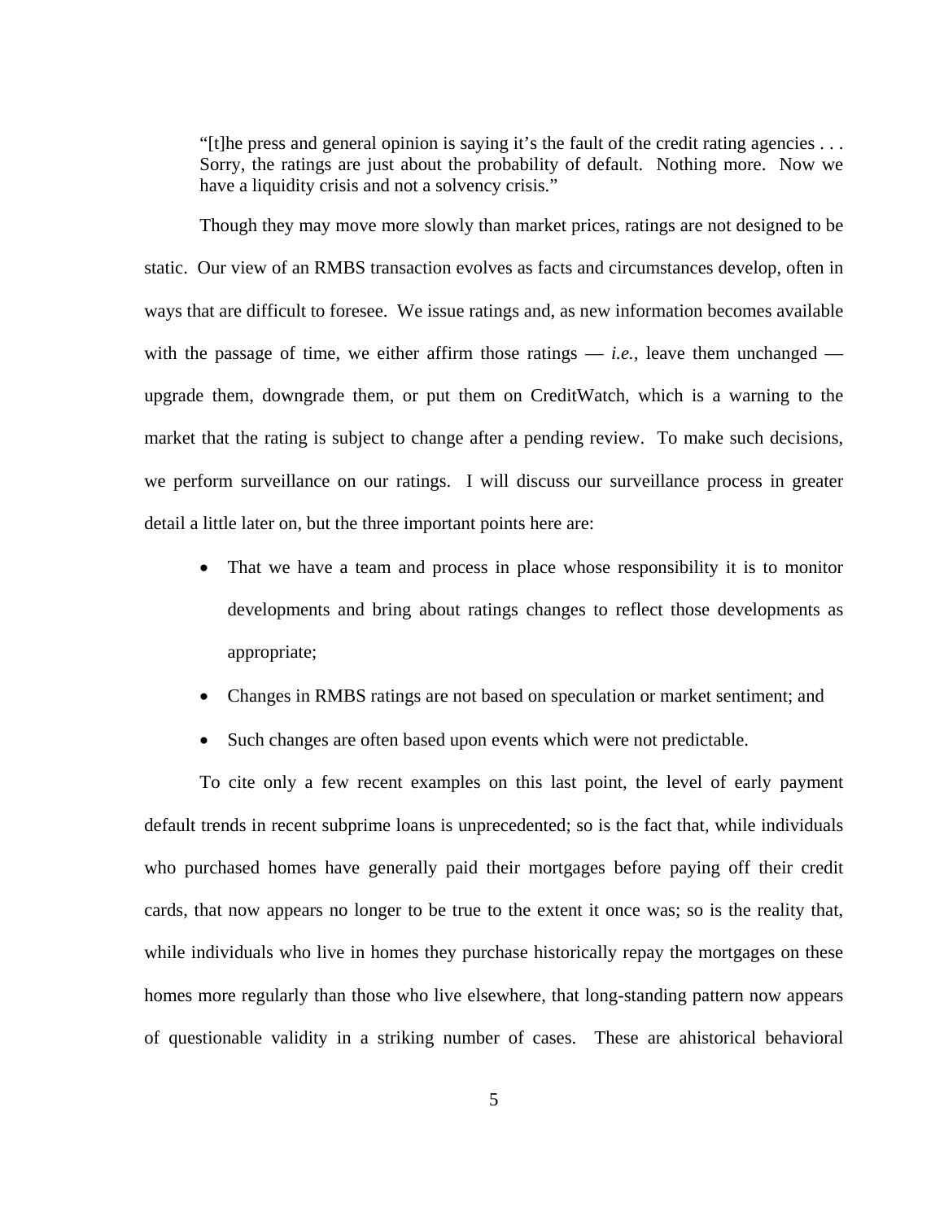> "[t]he press and general opinion is saying it's the fault of the credit rating agencies . . . Sorry, the ratings are just about the probability of default. Nothing more. Now we have a liquidity crisis and not a solvency crisis."

Though they may move more slowly than market prices, ratings are not designed to be static. Our view of an RMBS transaction evolves as facts and circumstances develop, often in ways that are difficult to foresee. We issue ratings and, as new information becomes available with the passage of time, we either affirm those ratings — *i.e.,* leave them unchanged — upgrade them, downgrade them, or put them on CreditWatch, which is a warning to the market that the rating is subject to change after a pending review. To make such decisions, we perform surveillance on our ratings. I will discuss our surveillance process in greater detail a little later on, but the three important points here are:

- That we have a team and process in place whose responsibility it is to monitor developments and bring about ratings changes to reflect those developments as appropriate;
- Changes in RMBS ratings are not based on speculation or market sentiment; and
- Such changes are often based upon events which were not predictable.

To cite only a few recent examples on this last point, the level of early payment default trends in recent subprime loans is unprecedented; so is the fact that, while individuals who purchased homes have generally paid their mortgages before paying off their credit cards, that now appears no longer to be true to the extent it once was; so is the reality that, while individuals who live in homes they purchase historically repay the mortgages on these homes more regularly than those who live elsewhere, that long-standing pattern now appears of questionable validity in a striking number of cases. These are ahistorical behavioral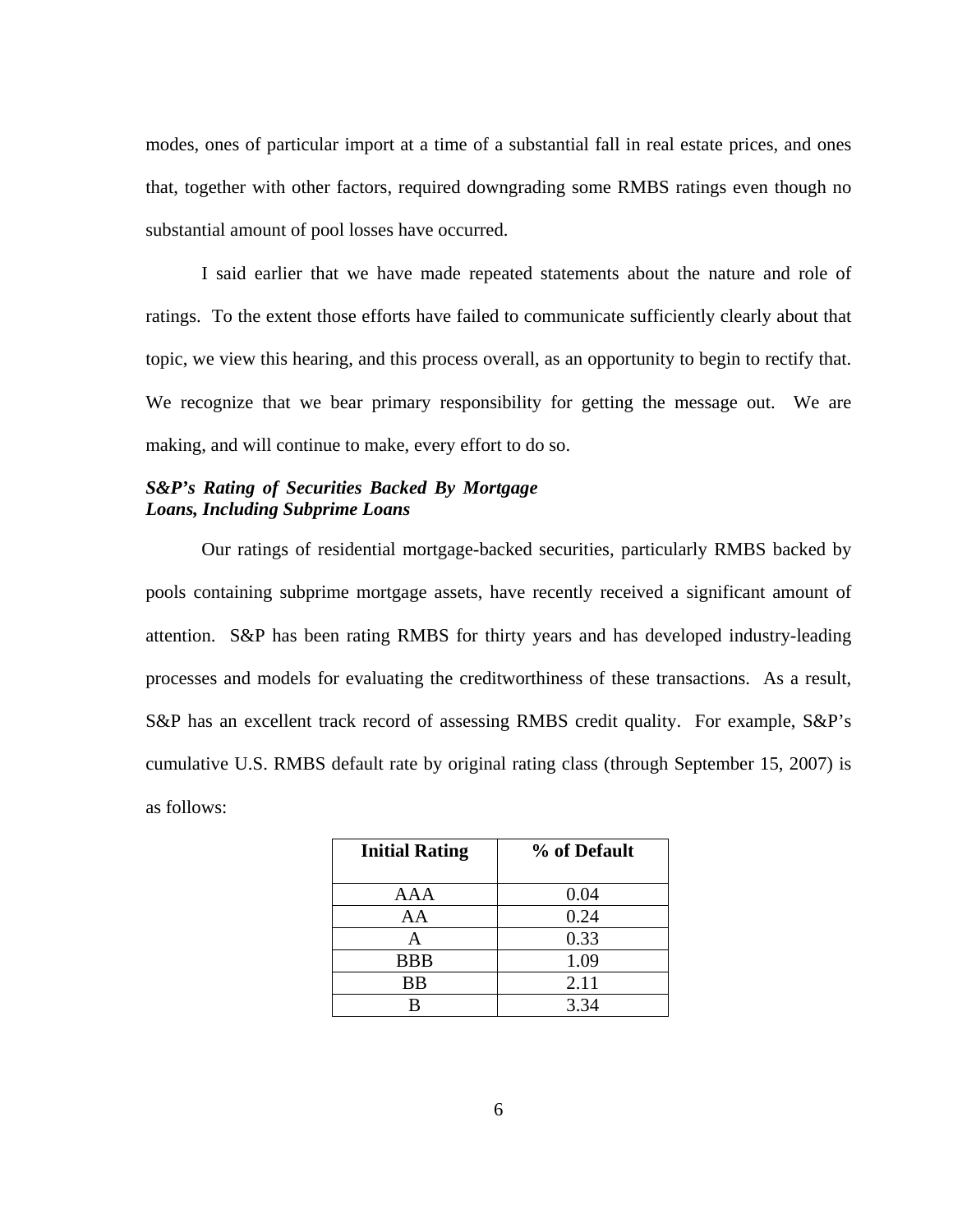modes, ones of particular import at a time of a substantial fall in real estate prices, and ones that, together with other factors, required downgrading some RMBS ratings even though no substantial amount of pool losses have occurred.

I said earlier that we have made repeated statements about the nature and role of ratings. To the extent those efforts have failed to communicate sufficiently clearly about that topic, we view this hearing, and this process overall, as an opportunity to begin to rectify that. We recognize that we bear primary responsibility for getting the message out. We are making, and will continue to make, every effort to do so.

***S&P's Rating of Securities Backed By Mortgage Loans, Including Subprime Loans***

Our ratings of residential mortgage-backed securities, particularly RMBS backed by pools containing subprime mortgage assets, have recently received a significant amount of attention. S&P has been rating RMBS for thirty years and has developed industry-leading processes and models for evaluating the creditworthiness of these transactions. As a result, S&P has an excellent track record of assessing RMBS credit quality. For example, S&P's cumulative U.S. RMBS default rate by original rating class (through September 15, 2007) is as follows:

| Initial Rating | % of Default |
|---|---|
| AAA | 0.04 |
| AA | 0.24 |
| A | 0.33 |
| BBB | 1.09 |
| BB | 2.11 |
| B | 3.34 |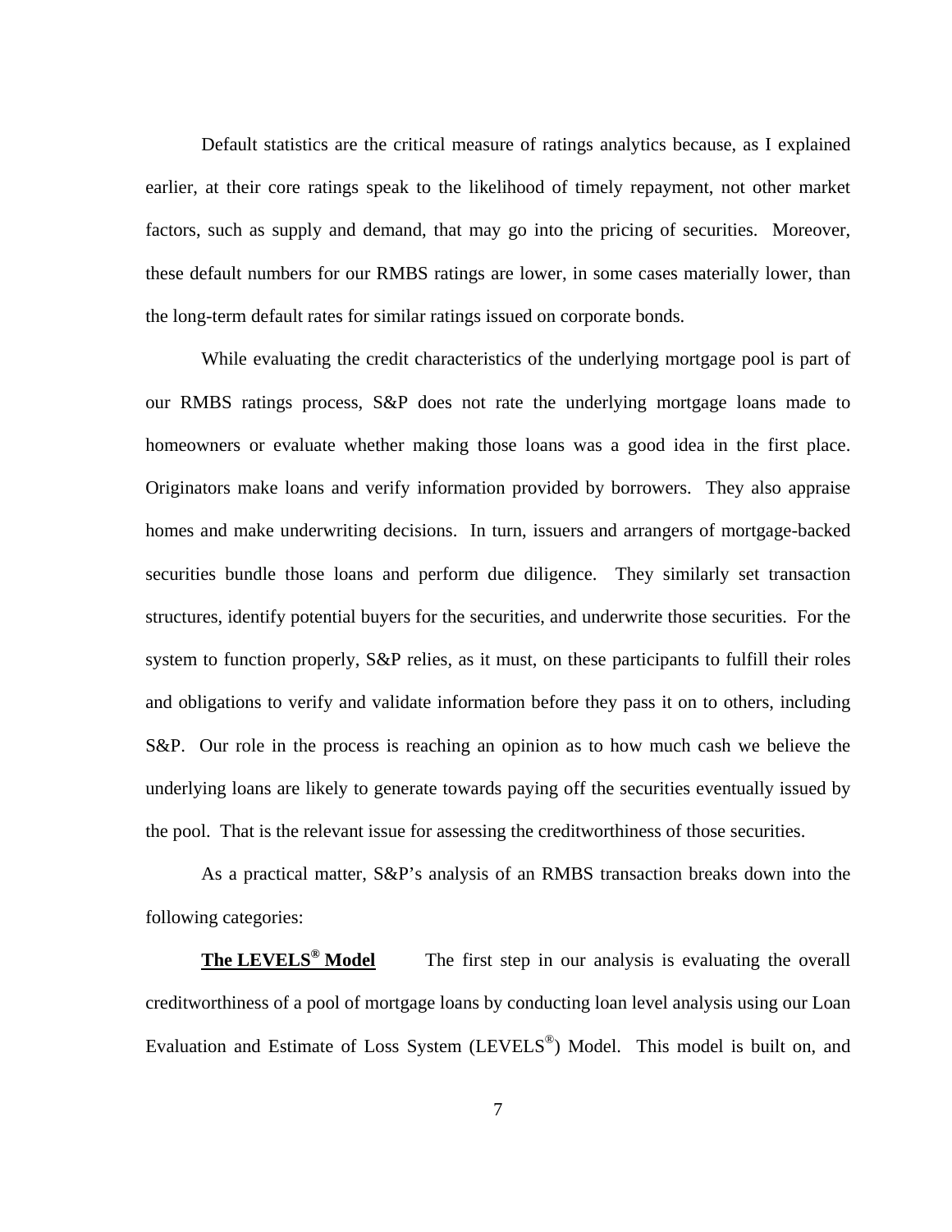Default statistics are the critical measure of ratings analytics because, as I explained earlier, at their core ratings speak to the likelihood of timely repayment, not other market factors, such as supply and demand, that may go into the pricing of securities. Moreover, these default numbers for our RMBS ratings are lower, in some cases materially lower, than the long-term default rates for similar ratings issued on corporate bonds.

While evaluating the credit characteristics of the underlying mortgage pool is part of our RMBS ratings process, S&P does not rate the underlying mortgage loans made to homeowners or evaluate whether making those loans was a good idea in the first place. Originators make loans and verify information provided by borrowers. They also appraise homes and make underwriting decisions. In turn, issuers and arrangers of mortgage-backed securities bundle those loans and perform due diligence. They similarly set transaction structures, identify potential buyers for the securities, and underwrite those securities. For the system to function properly, S&P relies, as it must, on these participants to fulfill their roles and obligations to verify and validate information before they pass it on to others, including S&P. Our role in the process is reaching an opinion as to how much cash we believe the underlying loans are likely to generate towards paying off the securities eventually issued by the pool. That is the relevant issue for assessing the creditworthiness of those securities.

As a practical matter, S&P's analysis of an RMBS transaction breaks down into the following categories:

**The LEVELS® Model** The first step in our analysis is evaluating the overall creditworthiness of a pool of mortgage loans by conducting loan level analysis using our Loan Evaluation and Estimate of Loss System (LEVELS®) Model. This model is built on, and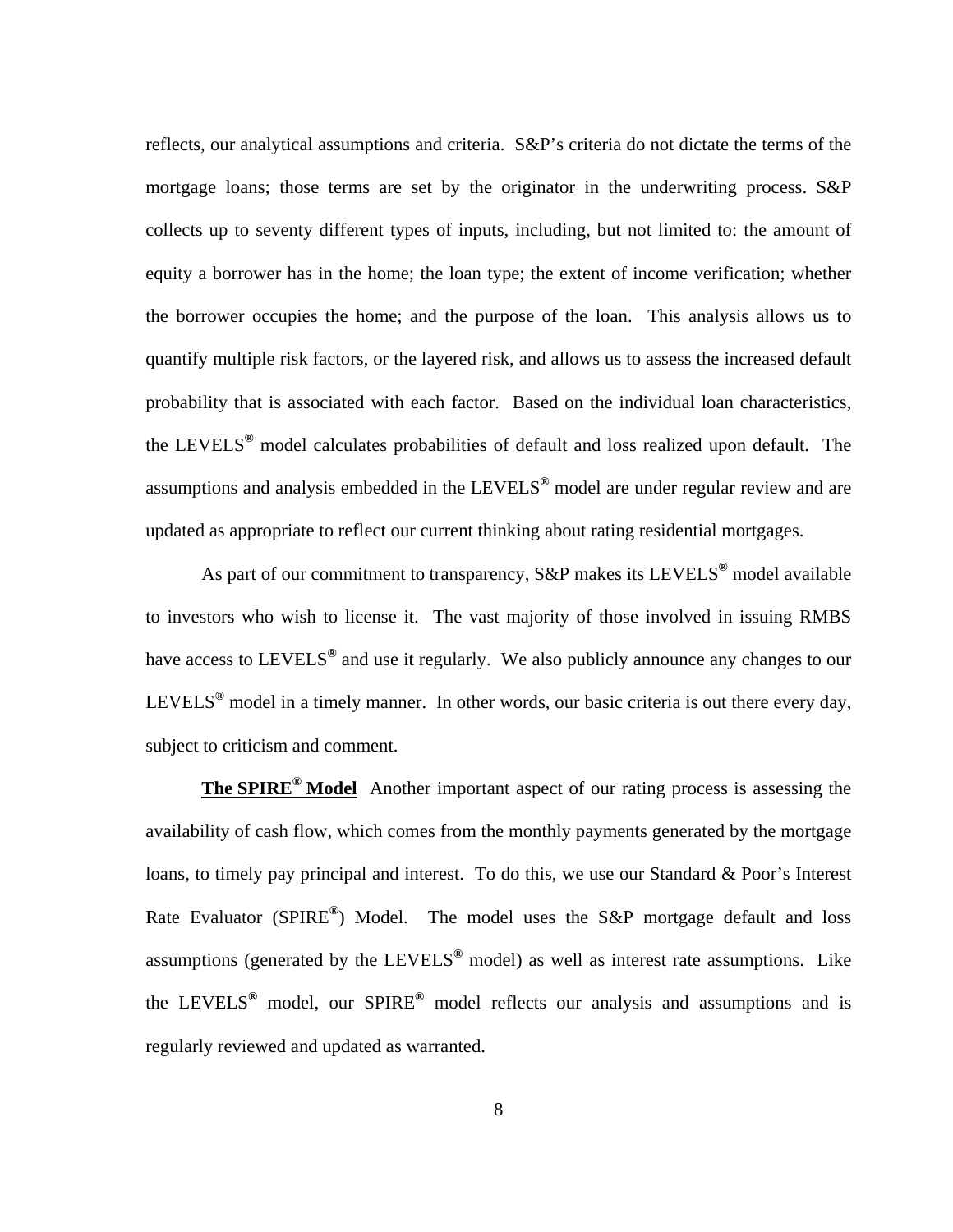reflects, our analytical assumptions and criteria. S&P's criteria do not dictate the terms of the mortgage loans; those terms are set by the originator in the underwriting process. S&P collects up to seventy different types of inputs, including, but not limited to: the amount of equity a borrower has in the home; the loan type; the extent of income verification; whether the borrower occupies the home; and the purpose of the loan. This analysis allows us to quantify multiple risk factors, or the layered risk, and allows us to assess the increased default probability that is associated with each factor. Based on the individual loan characteristics, the LEVELS® model calculates probabilities of default and loss realized upon default. The assumptions and analysis embedded in the LEVELS® model are under regular review and are updated as appropriate to reflect our current thinking about rating residential mortgages.

As part of our commitment to transparency, S&P makes its LEVELS® model available to investors who wish to license it. The vast majority of those involved in issuing RMBS have access to LEVELS® and use it regularly. We also publicly announce any changes to our LEVELS® model in a timely manner. In other words, our basic criteria is out there every day, subject to criticism and comment.

**The SPIRE® Model** Another important aspect of our rating process is assessing the availability of cash flow, which comes from the monthly payments generated by the mortgage loans, to timely pay principal and interest. To do this, we use our Standard & Poor's Interest Rate Evaluator (SPIRE®) Model. The model uses the S&P mortgage default and loss assumptions (generated by the LEVELS® model) as well as interest rate assumptions. Like the LEVELS® model, our SPIRE® model reflects our analysis and assumptions and is regularly reviewed and updated as warranted.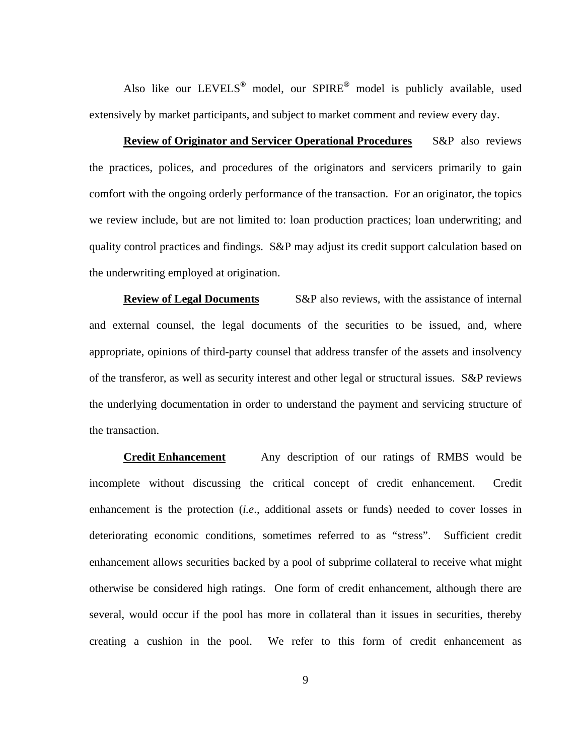Also like our LEVELS® model, our SPIRE® model is publicly available, used extensively by market participants, and subject to market comment and review every day.

**Review of Originator and Servicer Operational Procedures** S&P also reviews the practices, polices, and procedures of the originators and servicers primarily to gain comfort with the ongoing orderly performance of the transaction. For an originator, the topics we review include, but are not limited to: loan production practices; loan underwriting; and quality control practices and findings. S&P may adjust its credit support calculation based on the underwriting employed at origination.

**Review of Legal Documents** S&P also reviews, with the assistance of internal and external counsel, the legal documents of the securities to be issued, and, where appropriate, opinions of third-party counsel that address transfer of the assets and insolvency of the transferor, as well as security interest and other legal or structural issues. S&P reviews the underlying documentation in order to understand the payment and servicing structure of the transaction.

**Credit Enhancement** Any description of our ratings of RMBS would be incomplete without discussing the critical concept of credit enhancement. Credit enhancement is the protection (*i.e*., additional assets or funds) needed to cover losses in deteriorating economic conditions, sometimes referred to as "stress". Sufficient credit enhancement allows securities backed by a pool of subprime collateral to receive what might otherwise be considered high ratings. One form of credit enhancement, although there are several, would occur if the pool has more in collateral than it issues in securities, thereby creating a cushion in the pool. We refer to this form of credit enhancement as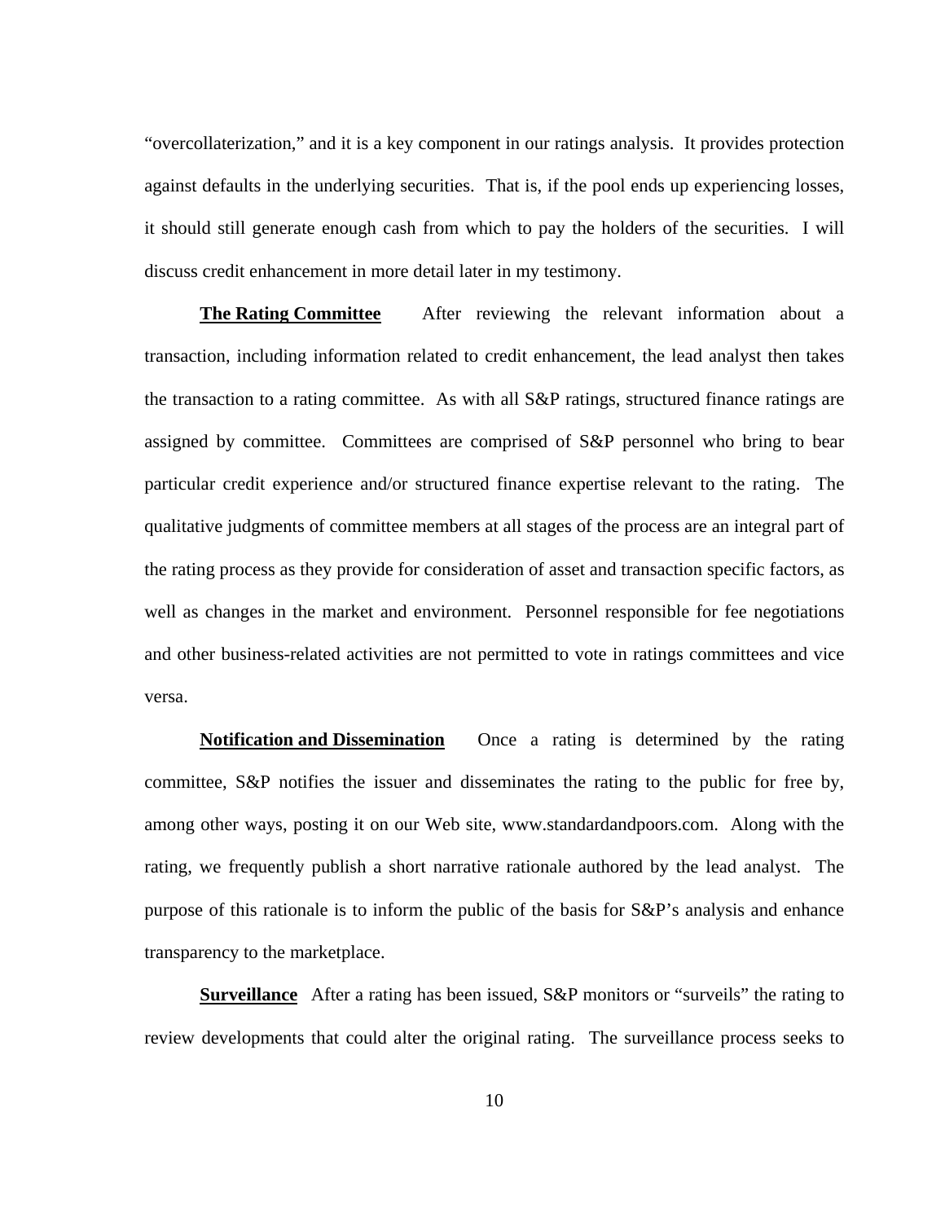"overcollaterization," and it is a key component in our ratings analysis. It provides protection against defaults in the underlying securities. That is, if the pool ends up experiencing losses, it should still generate enough cash from which to pay the holders of the securities. I will discuss credit enhancement in more detail later in my testimony.

**The Rating Committee** After reviewing the relevant information about a transaction, including information related to credit enhancement, the lead analyst then takes the transaction to a rating committee. As with all S&P ratings, structured finance ratings are assigned by committee. Committees are comprised of S&P personnel who bring to bear particular credit experience and/or structured finance expertise relevant to the rating. The qualitative judgments of committee members at all stages of the process are an integral part of the rating process as they provide for consideration of asset and transaction specific factors, as well as changes in the market and environment. Personnel responsible for fee negotiations and other business-related activities are not permitted to vote in ratings committees and vice versa.

**Notification and Dissemination** Once a rating is determined by the rating committee, S&P notifies the issuer and disseminates the rating to the public for free by, among other ways, posting it on our Web site, www.standardandpoors.com. Along with the rating, we frequently publish a short narrative rationale authored by the lead analyst. The purpose of this rationale is to inform the public of the basis for S&P's analysis and enhance transparency to the marketplace.

**Surveillance** After a rating has been issued, S&P monitors or "surveils" the rating to review developments that could alter the original rating. The surveillance process seeks to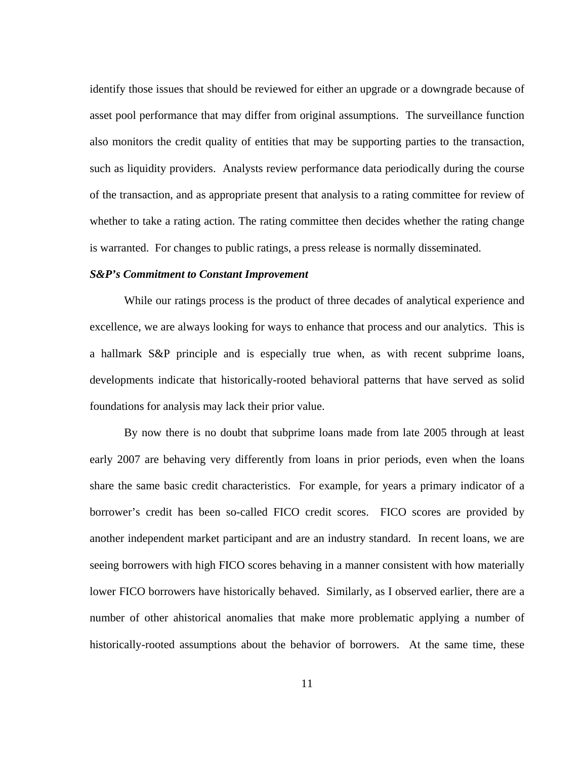identify those issues that should be reviewed for either an upgrade or a downgrade because of asset pool performance that may differ from original assumptions. The surveillance function also monitors the credit quality of entities that may be supporting parties to the transaction, such as liquidity providers. Analysts review performance data periodically during the course of the transaction, and as appropriate present that analysis to a rating committee for review of whether to take a rating action. The rating committee then decides whether the rating change is warranted. For changes to public ratings, a press release is normally disseminated.

***S&P's Commitment to Constant Improvement***

While our ratings process is the product of three decades of analytical experience and excellence, we are always looking for ways to enhance that process and our analytics. This is a hallmark S&P principle and is especially true when, as with recent subprime loans, developments indicate that historically-rooted behavioral patterns that have served as solid foundations for analysis may lack their prior value.

By now there is no doubt that subprime loans made from late 2005 through at least early 2007 are behaving very differently from loans in prior periods, even when the loans share the same basic credit characteristics. For example, for years a primary indicator of a borrower's credit has been so-called FICO credit scores. FICO scores are provided by another independent market participant and are an industry standard. In recent loans, we are seeing borrowers with high FICO scores behaving in a manner consistent with how materially lower FICO borrowers have historically behaved. Similarly, as I observed earlier, there are a number of other ahistorical anomalies that make more problematic applying a number of historically-rooted assumptions about the behavior of borrowers. At the same time, these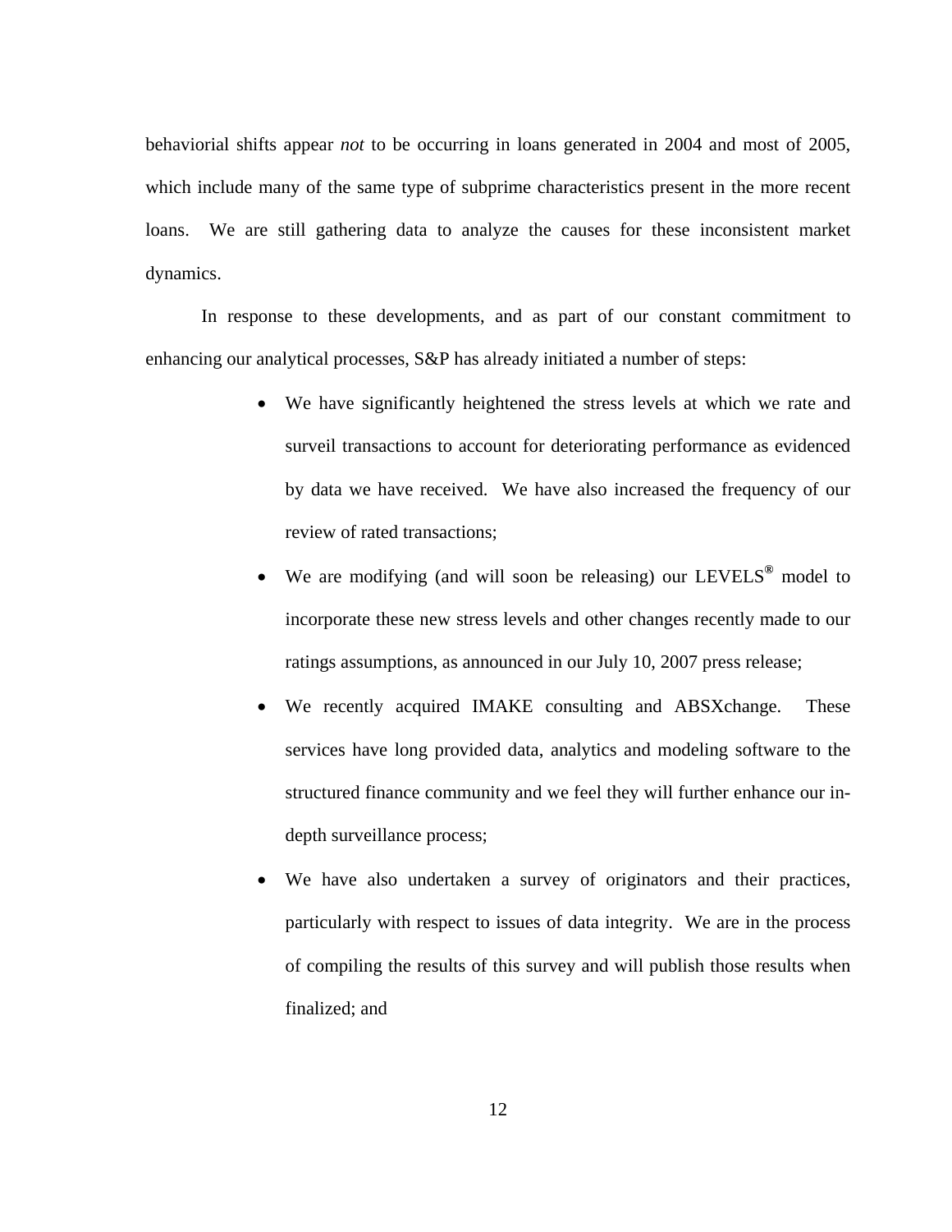behaviorial shifts appear *not* to be occurring in loans generated in 2004 and most of 2005, which include many of the same type of subprime characteristics present in the more recent loans. We are still gathering data to analyze the causes for these inconsistent market dynamics.

In response to these developments, and as part of our constant commitment to enhancing our analytical processes, S&P has already initiated a number of steps:

- We have significantly heightened the stress levels at which we rate and surveil transactions to account for deteriorating performance as evidenced by data we have received. We have also increased the frequency of our review of rated transactions;
- We are modifying (and will soon be releasing) our LEVELS® model to incorporate these new stress levels and other changes recently made to our ratings assumptions, as announced in our July 10, 2007 press release;
- We recently acquired IMAKE consulting and ABSXchange. These services have long provided data, analytics and modeling software to the structured finance community and we feel they will further enhance our in-depth surveillance process;
- We have also undertaken a survey of originators and their practices, particularly with respect to issues of data integrity. We are in the process of compiling the results of this survey and will publish those results when finalized; and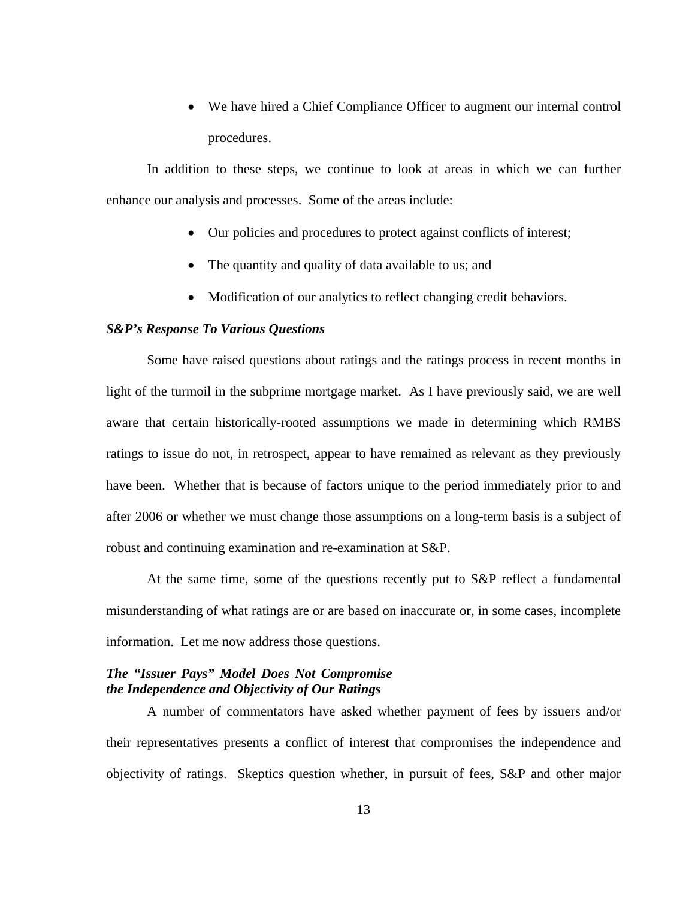- We have hired a Chief Compliance Officer to augment our internal control procedures.

In addition to these steps, we continue to look at areas in which we can further enhance our analysis and processes. Some of the areas include:

- Our policies and procedures to protect against conflicts of interest;
- The quantity and quality of data available to us; and
- Modification of our analytics to reflect changing credit behaviors.

***S&P's Response To Various Questions***

Some have raised questions about ratings and the ratings process in recent months in light of the turmoil in the subprime mortgage market. As I have previously said, we are well aware that certain historically-rooted assumptions we made in determining which RMBS ratings to issue do not, in retrospect, appear to have remained as relevant as they previously have been. Whether that is because of factors unique to the period immediately prior to and after 2006 or whether we must change those assumptions on a long-term basis is a subject of robust and continuing examination and re-examination at S&P.

At the same time, some of the questions recently put to S&P reflect a fundamental misunderstanding of what ratings are or are based on inaccurate or, in some cases, incomplete information. Let me now address those questions.

***The "Issuer Pays" Model Does Not Compromise the Independence and Objectivity of Our Ratings***

A number of commentators have asked whether payment of fees by issuers and/or their representatives presents a conflict of interest that compromises the independence and objectivity of ratings. Skeptics question whether, in pursuit of fees, S&P and other major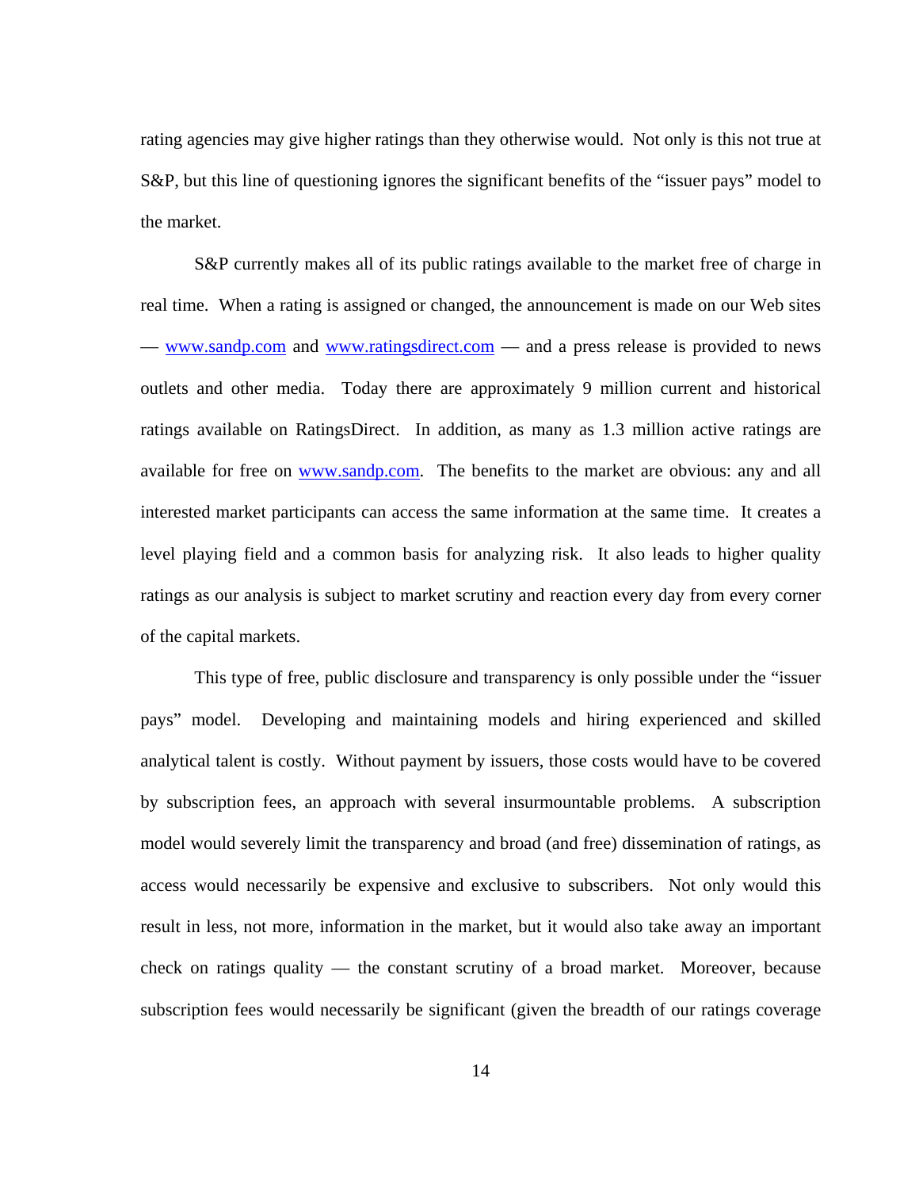rating agencies may give higher ratings than they otherwise would. Not only is this not true at S&P, but this line of questioning ignores the significant benefits of the "issuer pays" model to the market.

S&P currently makes all of its public ratings available to the market free of charge in real time. When a rating is assigned or changed, the announcement is made on our Web sites — www.sandp.com and www.ratingsdirect.com — and a press release is provided to news outlets and other media. Today there are approximately 9 million current and historical ratings available on RatingsDirect. In addition, as many as 1.3 million active ratings are available for free on www.sandp.com. The benefits to the market are obvious: any and all interested market participants can access the same information at the same time. It creates a level playing field and a common basis for analyzing risk. It also leads to higher quality ratings as our analysis is subject to market scrutiny and reaction every day from every corner of the capital markets.

This type of free, public disclosure and transparency is only possible under the "issuer pays" model. Developing and maintaining models and hiring experienced and skilled analytical talent is costly. Without payment by issuers, those costs would have to be covered by subscription fees, an approach with several insurmountable problems. A subscription model would severely limit the transparency and broad (and free) dissemination of ratings, as access would necessarily be expensive and exclusive to subscribers. Not only would this result in less, not more, information in the market, but it would also take away an important check on ratings quality — the constant scrutiny of a broad market. Moreover, because subscription fees would necessarily be significant (given the breadth of our ratings coverage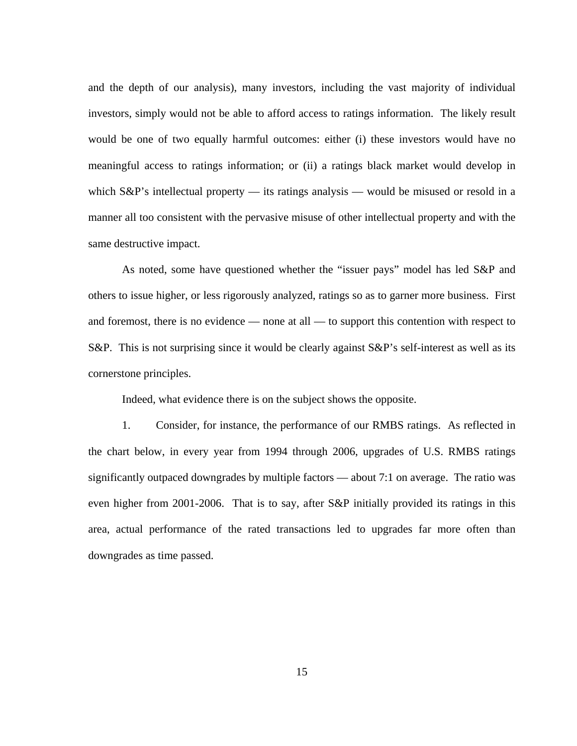and the depth of our analysis), many investors, including the vast majority of individual investors, simply would not be able to afford access to ratings information. The likely result would be one of two equally harmful outcomes: either (i) these investors would have no meaningful access to ratings information; or (ii) a ratings black market would develop in which S&P's intellectual property — its ratings analysis — would be misused or resold in a manner all too consistent with the pervasive misuse of other intellectual property and with the same destructive impact.

As noted, some have questioned whether the "issuer pays" model has led S&P and others to issue higher, or less rigorously analyzed, ratings so as to garner more business. First and foremost, there is no evidence — none at all — to support this contention with respect to S&P. This is not surprising since it would be clearly against S&P's self-interest as well as its cornerstone principles.

Indeed, what evidence there is on the subject shows the opposite.

1. Consider, for instance, the performance of our RMBS ratings. As reflected in the chart below, in every year from 1994 through 2006, upgrades of U.S. RMBS ratings significantly outpaced downgrades by multiple factors — about 7:1 on average. The ratio was even higher from 2001-2006. That is to say, after S&P initially provided its ratings in this area, actual performance of the rated transactions led to upgrades far more often than downgrades as time passed.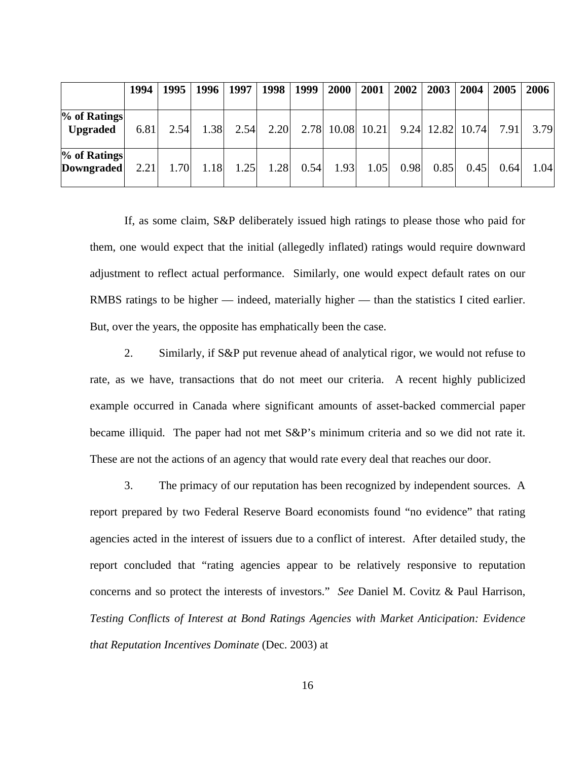| | 1994 | 1995 | 1996 | 1997 | 1998 | 1999 | 2000 | 2001 | 2002 | 2003 | 2004 | 2005 | 2006 |
|---|---|---|---|---|---|---|---|---|---|---|---|---|---|
| **% of Ratings Upgraded** | 6.81 | 2.54 | 1.38 | 2.54 | 2.20 | 2.78 | 10.08 | 10.21 | 9.24 | 12.82 | 10.74 | 7.91 | 3.79 |
| **% of Ratings Downgraded** | 2.21 | 1.70 | 1.18 | 1.25 | 1.28 | 0.54 | 1.93 | 1.05 | 0.98 | 0.85 | 0.45 | 0.64 | 1.04 |

If, as some claim, S&P deliberately issued high ratings to please those who paid for them, one would expect that the initial (allegedly inflated) ratings would require downward adjustment to reflect actual performance. Similarly, one would expect default rates on our RMBS ratings to be higher — indeed, materially higher — than the statistics I cited earlier. But, over the years, the opposite has emphatically been the case.

2. Similarly, if S&P put revenue ahead of analytical rigor, we would not refuse to rate, as we have, transactions that do not meet our criteria. A recent highly publicized example occurred in Canada where significant amounts of asset-backed commercial paper became illiquid. The paper had not met S&P's minimum criteria and so we did not rate it. These are not the actions of an agency that would rate every deal that reaches our door.

3. The primacy of our reputation has been recognized by independent sources. A report prepared by two Federal Reserve Board economists found "no evidence" that rating agencies acted in the interest of issuers due to a conflict of interest. After detailed study, the report concluded that "rating agencies appear to be relatively responsive to reputation concerns and so protect the interests of investors." *See* Daniel M. Covitz & Paul Harrison, *Testing Conflicts of Interest at Bond Ratings Agencies with Market Anticipation: Evidence that Reputation Incentives Dominate* (Dec. 2003) at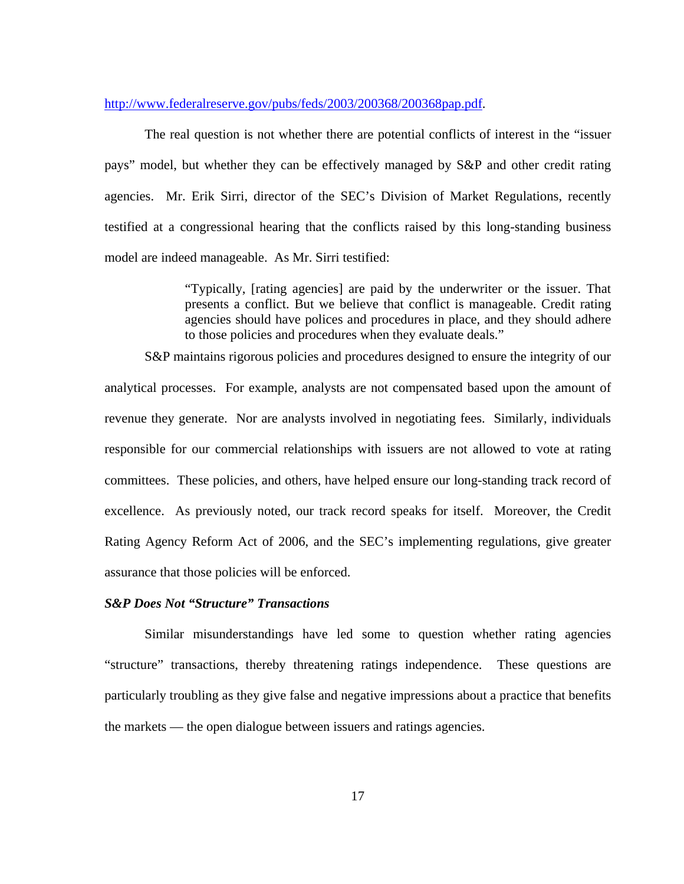http://www.federalreserve.gov/pubs/feds/2003/200368/200368pap.pdf.

The real question is not whether there are potential conflicts of interest in the "issuer pays" model, but whether they can be effectively managed by S&P and other credit rating agencies. Mr. Erik Sirri, director of the SEC's Division of Market Regulations, recently testified at a congressional hearing that the conflicts raised by this long-standing business model are indeed manageable. As Mr. Sirri testified:

> "Typically, [rating agencies] are paid by the underwriter or the issuer. That presents a conflict. But we believe that conflict is manageable. Credit rating agencies should have polices and procedures in place, and they should adhere to those policies and procedures when they evaluate deals."

S&P maintains rigorous policies and procedures designed to ensure the integrity of our analytical processes. For example, analysts are not compensated based upon the amount of revenue they generate. Nor are analysts involved in negotiating fees. Similarly, individuals responsible for our commercial relationships with issuers are not allowed to vote at rating committees. These policies, and others, have helped ensure our long-standing track record of excellence. As previously noted, our track record speaks for itself. Moreover, the Credit Rating Agency Reform Act of 2006, and the SEC's implementing regulations, give greater assurance that those policies will be enforced.

***S&P Does Not "Structure" Transactions***

Similar misunderstandings have led some to question whether rating agencies "structure" transactions, thereby threatening ratings independence. These questions are particularly troubling as they give false and negative impressions about a practice that benefits the markets — the open dialogue between issuers and ratings agencies.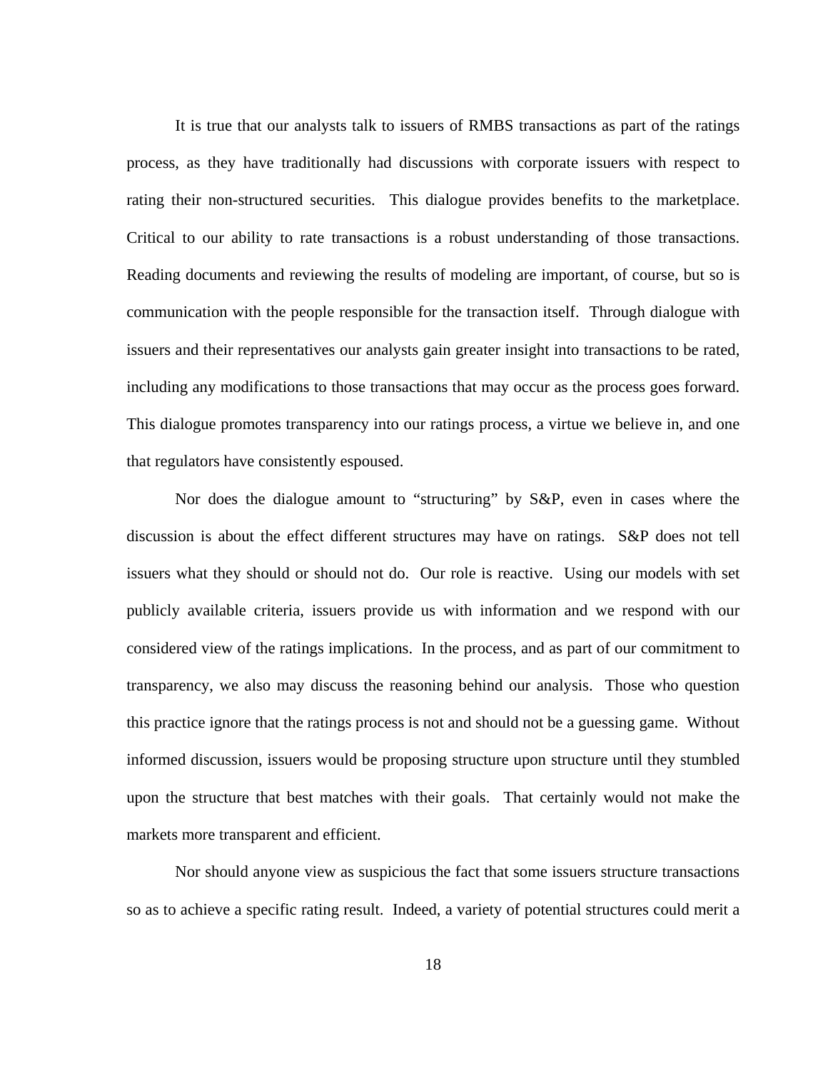It is true that our analysts talk to issuers of RMBS transactions as part of the ratings process, as they have traditionally had discussions with corporate issuers with respect to rating their non-structured securities. This dialogue provides benefits to the marketplace. Critical to our ability to rate transactions is a robust understanding of those transactions. Reading documents and reviewing the results of modeling are important, of course, but so is communication with the people responsible for the transaction itself. Through dialogue with issuers and their representatives our analysts gain greater insight into transactions to be rated, including any modifications to those transactions that may occur as the process goes forward. This dialogue promotes transparency into our ratings process, a virtue we believe in, and one that regulators have consistently espoused.

Nor does the dialogue amount to "structuring" by S&P, even in cases where the discussion is about the effect different structures may have on ratings. S&P does not tell issuers what they should or should not do. Our role is reactive. Using our models with set publicly available criteria, issuers provide us with information and we respond with our considered view of the ratings implications. In the process, and as part of our commitment to transparency, we also may discuss the reasoning behind our analysis. Those who question this practice ignore that the ratings process is not and should not be a guessing game. Without informed discussion, issuers would be proposing structure upon structure until they stumbled upon the structure that best matches with their goals. That certainly would not make the markets more transparent and efficient.

Nor should anyone view as suspicious the fact that some issuers structure transactions so as to achieve a specific rating result. Indeed, a variety of potential structures could merit a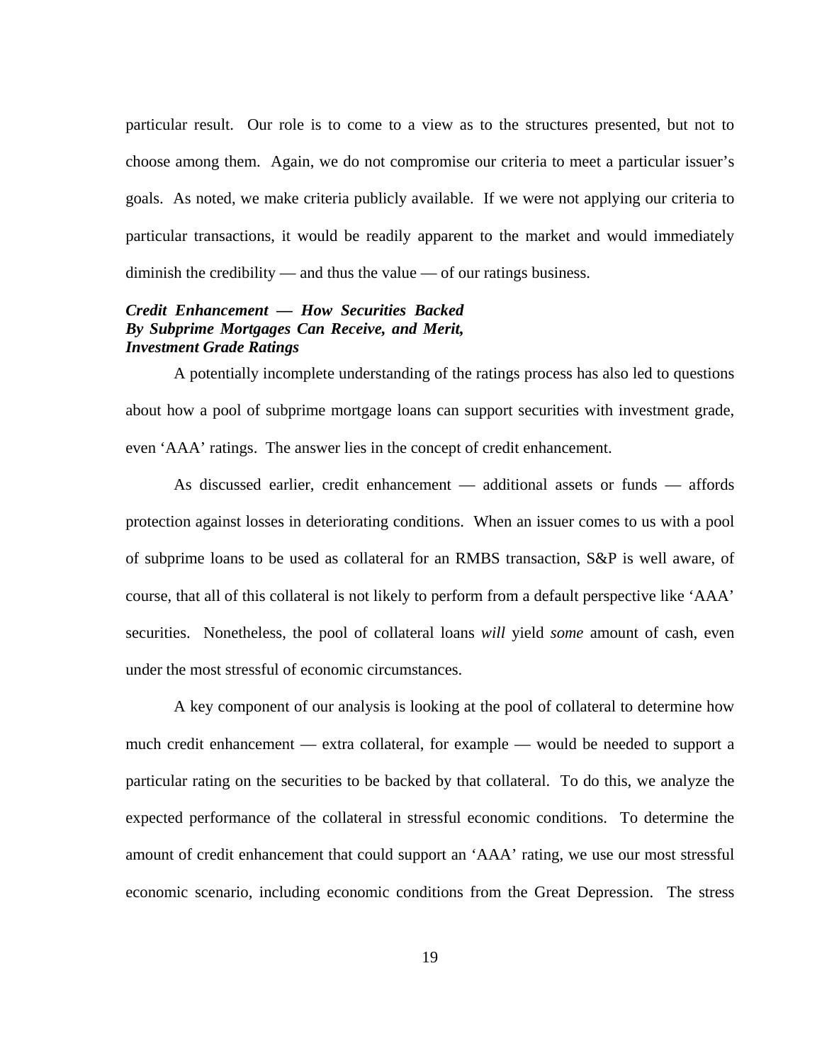particular result. Our role is to come to a view as to the structures presented, but not to choose among them. Again, we do not compromise our criteria to meet a particular issuer's goals. As noted, we make criteria publicly available. If we were not applying our criteria to particular transactions, it would be readily apparent to the market and would immediately diminish the credibility — and thus the value — of our ratings business.

***Credit Enhancement — How Securities Backed By Subprime Mortgages Can Receive, and Merit, Investment Grade Ratings***

A potentially incomplete understanding of the ratings process has also led to questions about how a pool of subprime mortgage loans can support securities with investment grade, even 'AAA' ratings. The answer lies in the concept of credit enhancement.

As discussed earlier, credit enhancement — additional assets or funds — affords protection against losses in deteriorating conditions. When an issuer comes to us with a pool of subprime loans to be used as collateral for an RMBS transaction, S&P is well aware, of course, that all of this collateral is not likely to perform from a default perspective like 'AAA' securities. Nonetheless, the pool of collateral loans *will* yield *some* amount of cash, even under the most stressful of economic circumstances.

A key component of our analysis is looking at the pool of collateral to determine how much credit enhancement — extra collateral, for example — would be needed to support a particular rating on the securities to be backed by that collateral. To do this, we analyze the expected performance of the collateral in stressful economic conditions. To determine the amount of credit enhancement that could support an 'AAA' rating, we use our most stressful economic scenario, including economic conditions from the Great Depression. The stress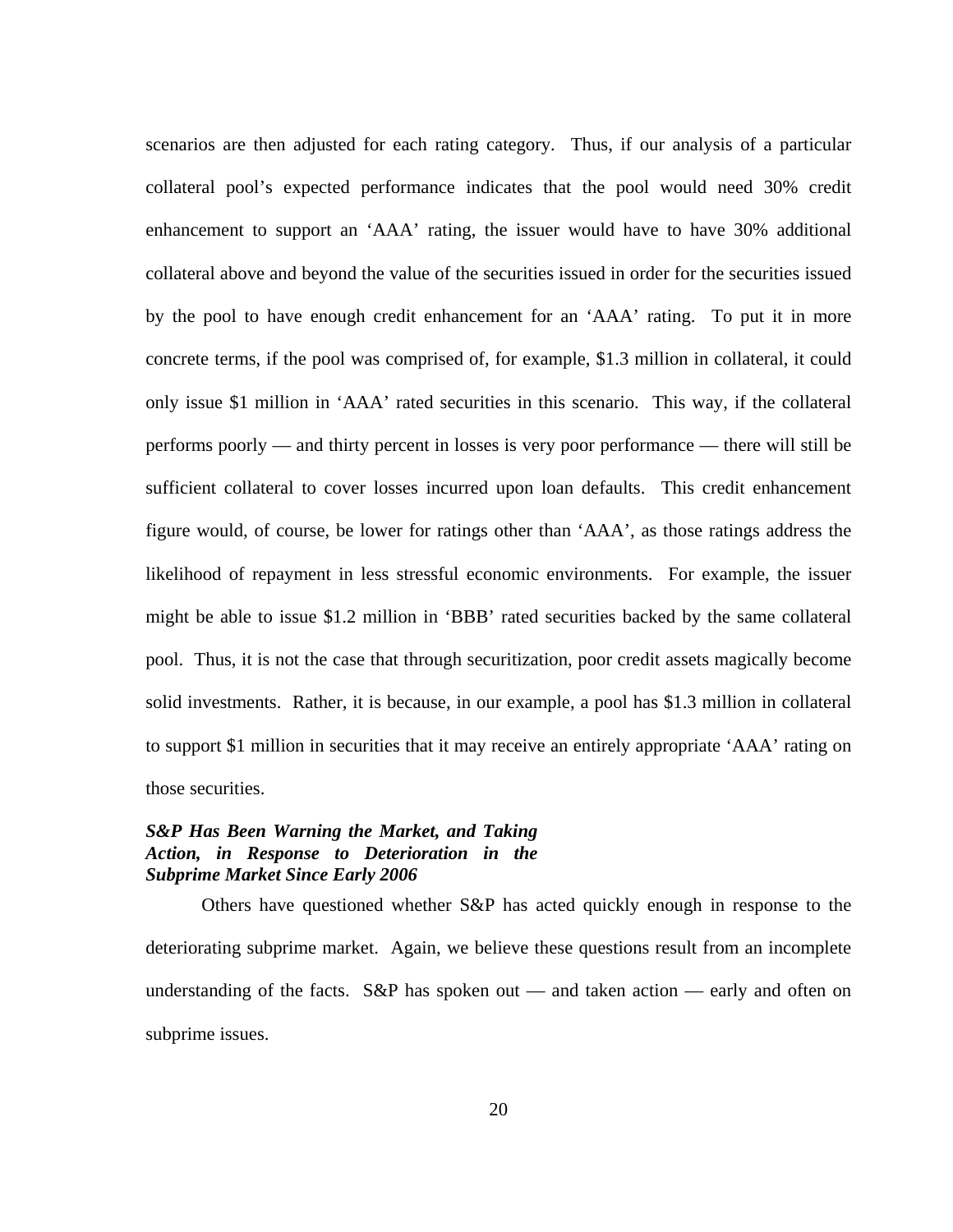scenarios are then adjusted for each rating category. Thus, if our analysis of a particular collateral pool's expected performance indicates that the pool would need 30% credit enhancement to support an 'AAA' rating, the issuer would have to have 30% additional collateral above and beyond the value of the securities issued in order for the securities issued by the pool to have enough credit enhancement for an 'AAA' rating. To put it in more concrete terms, if the pool was comprised of, for example, \$1.3 million in collateral, it could only issue \$1 million in 'AAA' rated securities in this scenario. This way, if the collateral performs poorly — and thirty percent in losses is very poor performance — there will still be sufficient collateral to cover losses incurred upon loan defaults. This credit enhancement figure would, of course, be lower for ratings other than 'AAA', as those ratings address the likelihood of repayment in less stressful economic environments. For example, the issuer might be able to issue \$1.2 million in 'BBB' rated securities backed by the same collateral pool. Thus, it is not the case that through securitization, poor credit assets magically become solid investments. Rather, it is because, in our example, a pool has \$1.3 million in collateral to support \$1 million in securities that it may receive an entirely appropriate 'AAA' rating on those securities.

***S&P Has Been Warning the Market, and Taking Action, in Response to Deterioration in the Subprime Market Since Early 2006***

Others have questioned whether S&P has acted quickly enough in response to the deteriorating subprime market. Again, we believe these questions result from an incomplete understanding of the facts. S&P has spoken out — and taken action — early and often on subprime issues.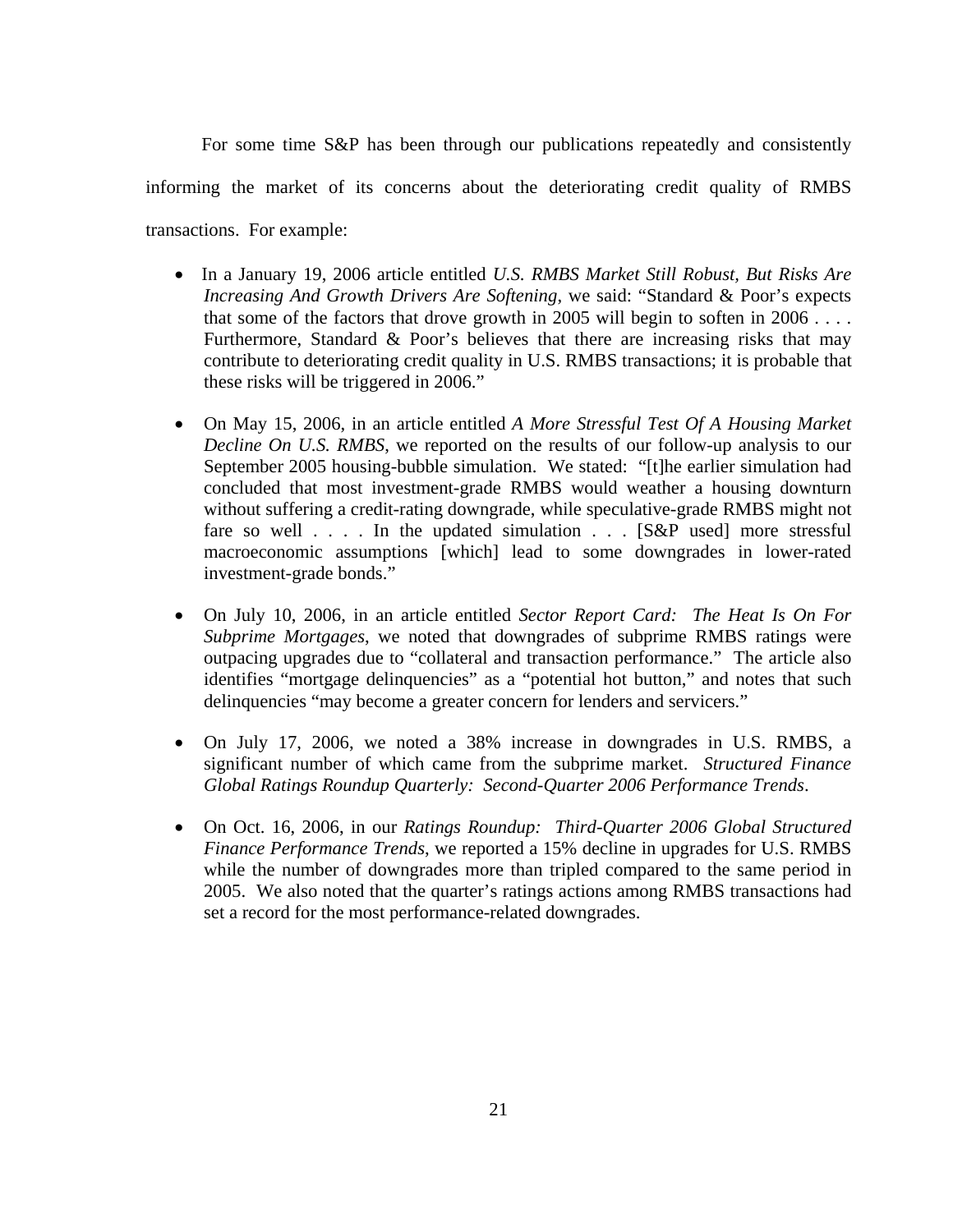For some time S&P has been through our publications repeatedly and consistently informing the market of its concerns about the deteriorating credit quality of RMBS transactions. For example:

- In a January 19, 2006 article entitled *U.S. RMBS Market Still Robust, But Risks Are Increasing And Growth Drivers Are Softening*, we said: "Standard & Poor's expects that some of the factors that drove growth in 2005 will begin to soften in 2006 . . . . Furthermore, Standard & Poor's believes that there are increasing risks that may contribute to deteriorating credit quality in U.S. RMBS transactions; it is probable that these risks will be triggered in 2006."

- On May 15, 2006, in an article entitled *A More Stressful Test Of A Housing Market Decline On U.S. RMBS*, we reported on the results of our follow-up analysis to our September 2005 housing-bubble simulation. We stated: "[t]he earlier simulation had concluded that most investment-grade RMBS would weather a housing downturn without suffering a credit-rating downgrade, while speculative-grade RMBS might not fare so well . . . . In the updated simulation . . . [S&P used] more stressful macroeconomic assumptions [which] lead to some downgrades in lower-rated investment-grade bonds."

- On July 10, 2006, in an article entitled *Sector Report Card: The Heat Is On For Subprime Mortgages*, we noted that downgrades of subprime RMBS ratings were outpacing upgrades due to "collateral and transaction performance." The article also identifies "mortgage delinquencies" as a "potential hot button," and notes that such delinquencies "may become a greater concern for lenders and servicers."

- On July 17, 2006, we noted a 38% increase in downgrades in U.S. RMBS, a significant number of which came from the subprime market. *Structured Finance Global Ratings Roundup Quarterly: Second-Quarter 2006 Performance Trends*.

- On Oct. 16, 2006, in our *Ratings Roundup: Third-Quarter 2006 Global Structured Finance Performance Trends*, we reported a 15% decline in upgrades for U.S. RMBS while the number of downgrades more than tripled compared to the same period in 2005. We also noted that the quarter's ratings actions among RMBS transactions had set a record for the most performance-related downgrades.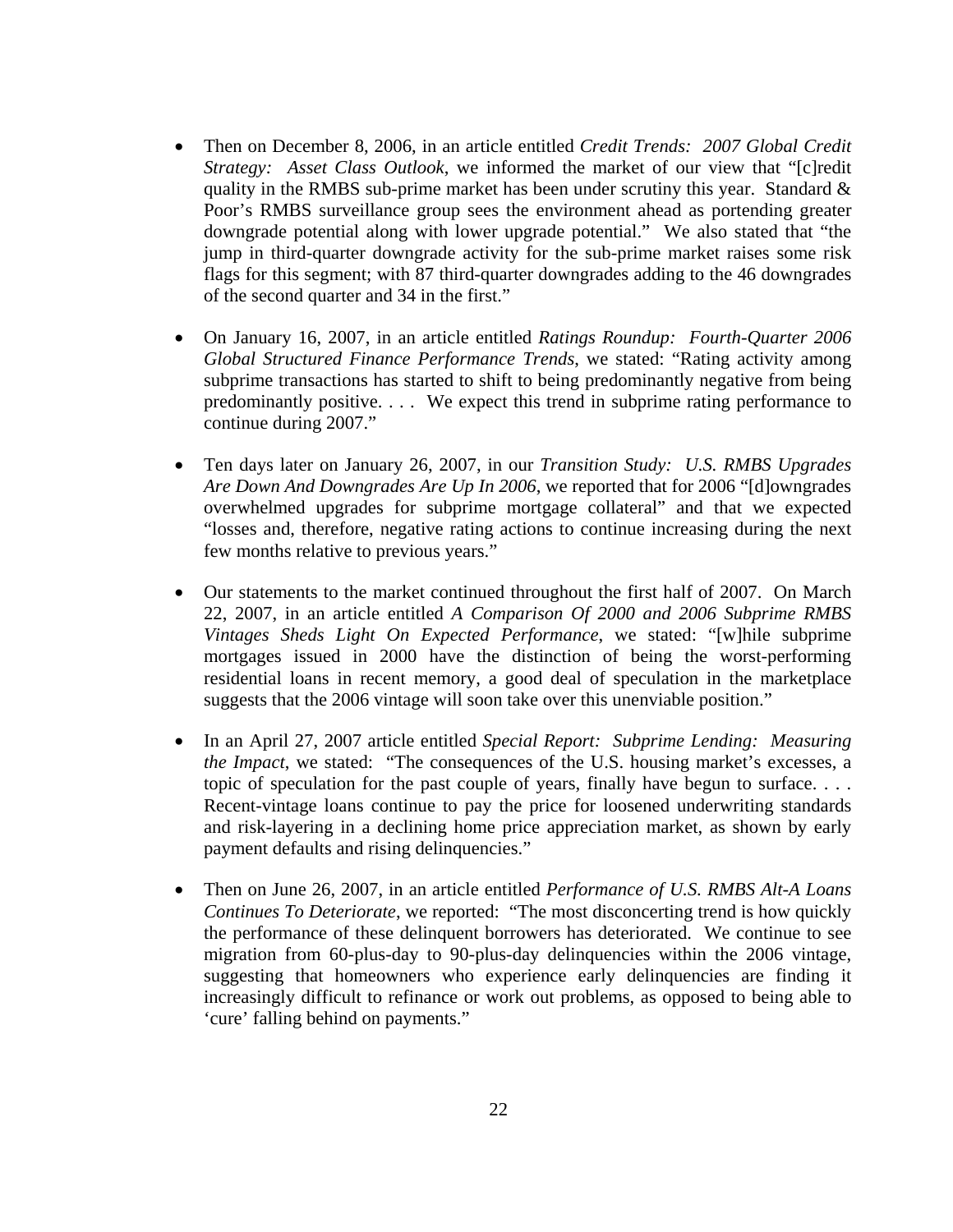- Then on December 8, 2006, in an article entitled *Credit Trends: 2007 Global Credit Strategy: Asset Class Outlook*, we informed the market of our view that "[c]redit quality in the RMBS sub-prime market has been under scrutiny this year. Standard & Poor's RMBS surveillance group sees the environment ahead as portending greater downgrade potential along with lower upgrade potential." We also stated that "the jump in third-quarter downgrade activity for the sub-prime market raises some risk flags for this segment; with 87 third-quarter downgrades adding to the 46 downgrades of the second quarter and 34 in the first."

- On January 16, 2007, in an article entitled *Ratings Roundup: Fourth-Quarter 2006 Global Structured Finance Performance Trends*, we stated: "Rating activity among subprime transactions has started to shift to being predominantly negative from being predominantly positive. . . . We expect this trend in subprime rating performance to continue during 2007."

- Ten days later on January 26, 2007, in our *Transition Study: U.S. RMBS Upgrades Are Down And Downgrades Are Up In 2006*, we reported that for 2006 "[d]owngrades overwhelmed upgrades for subprime mortgage collateral" and that we expected "losses and, therefore, negative rating actions to continue increasing during the next few months relative to previous years."

- Our statements to the market continued throughout the first half of 2007. On March 22, 2007, in an article entitled *A Comparison Of 2000 and 2006 Subprime RMBS Vintages Sheds Light On Expected Performance*, we stated: "[w]hile subprime mortgages issued in 2000 have the distinction of being the worst-performing residential loans in recent memory, a good deal of speculation in the marketplace suggests that the 2006 vintage will soon take over this unenviable position."

- In an April 27, 2007 article entitled *Special Report: Subprime Lending: Measuring the Impact*, we stated: "The consequences of the U.S. housing market's excesses, a topic of speculation for the past couple of years, finally have begun to surface. . . . Recent-vintage loans continue to pay the price for loosened underwriting standards and risk-layering in a declining home price appreciation market, as shown by early payment defaults and rising delinquencies."

- Then on June 26, 2007, in an article entitled *Performance of U.S. RMBS Alt-A Loans Continues To Deteriorate*, we reported: "The most disconcerting trend is how quickly the performance of these delinquent borrowers has deteriorated. We continue to see migration from 60-plus-day to 90-plus-day delinquencies within the 2006 vintage, suggesting that homeowners who experience early delinquencies are finding it increasingly difficult to refinance or work out problems, as opposed to being able to 'cure' falling behind on payments."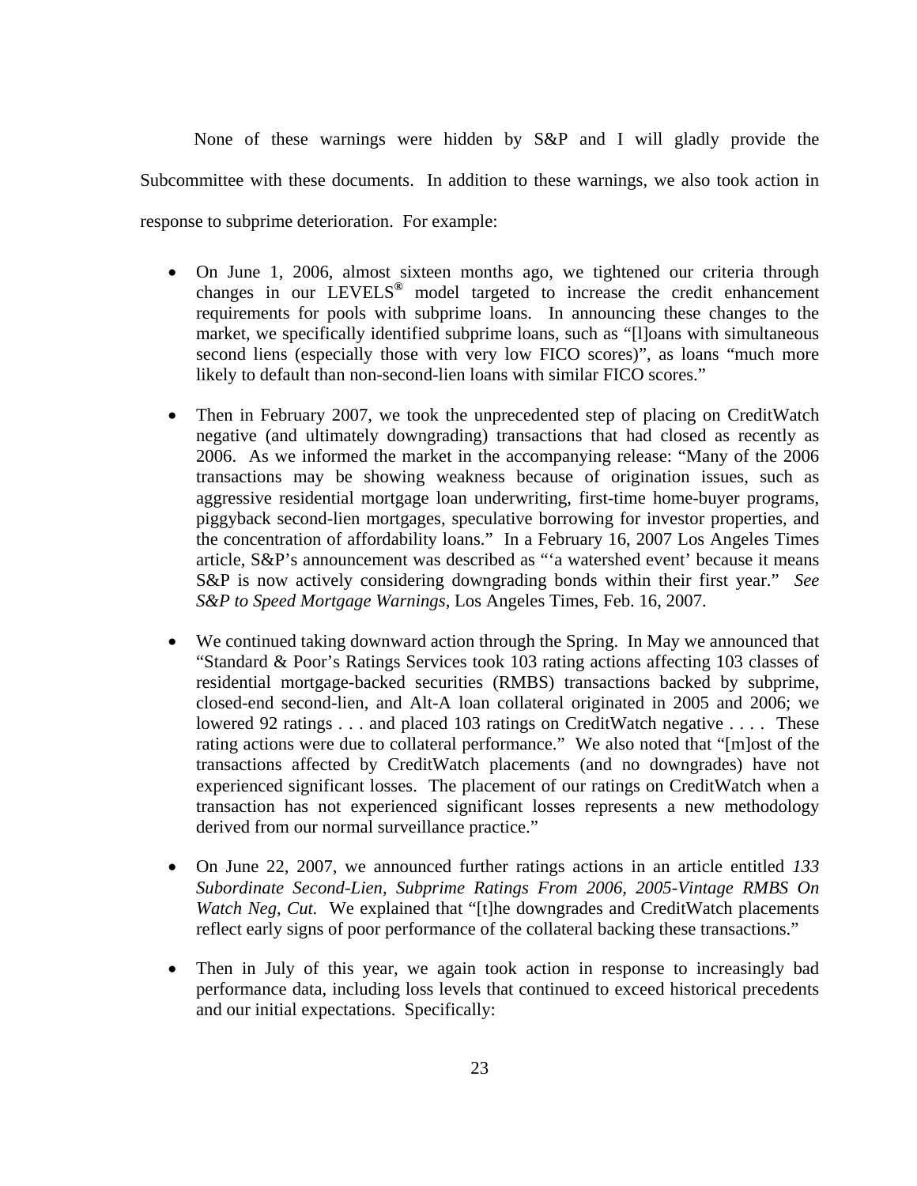None of these warnings were hidden by S&P and I will gladly provide the Subcommittee with these documents. In addition to these warnings, we also took action in response to subprime deterioration. For example:

- On June 1, 2006, almost sixteen months ago, we tightened our criteria through changes in our LEVELS® model targeted to increase the credit enhancement requirements for pools with subprime loans. In announcing these changes to the market, we specifically identified subprime loans, such as "[l]oans with simultaneous second liens (especially those with very low FICO scores)", as loans "much more likely to default than non-second-lien loans with similar FICO scores."

- Then in February 2007, we took the unprecedented step of placing on CreditWatch negative (and ultimately downgrading) transactions that had closed as recently as 2006. As we informed the market in the accompanying release: "Many of the 2006 transactions may be showing weakness because of origination issues, such as aggressive residential mortgage loan underwriting, first-time home-buyer programs, piggyback second-lien mortgages, speculative borrowing for investor properties, and the concentration of affordability loans." In a February 16, 2007 Los Angeles Times article, S&P's announcement was described as "'a watershed event' because it means S&P is now actively considering downgrading bonds within their first year." *See S&P to Speed Mortgage Warnings*, Los Angeles Times, Feb. 16, 2007.

- We continued taking downward action through the Spring. In May we announced that "Standard & Poor's Ratings Services took 103 rating actions affecting 103 classes of residential mortgage-backed securities (RMBS) transactions backed by subprime, closed-end second-lien, and Alt-A loan collateral originated in 2005 and 2006; we lowered 92 ratings . . . and placed 103 ratings on CreditWatch negative . . . . These rating actions were due to collateral performance." We also noted that "[m]ost of the transactions affected by CreditWatch placements (and no downgrades) have not experienced significant losses. The placement of our ratings on CreditWatch when a transaction has not experienced significant losses represents a new methodology derived from our normal surveillance practice."

- On June 22, 2007, we announced further ratings actions in an article entitled *133 Subordinate Second-Lien, Subprime Ratings From 2006, 2005-Vintage RMBS On Watch Neg, Cut.* We explained that "[t]he downgrades and CreditWatch placements reflect early signs of poor performance of the collateral backing these transactions."

- Then in July of this year, we again took action in response to increasingly bad performance data, including loss levels that continued to exceed historical precedents and our initial expectations. Specifically: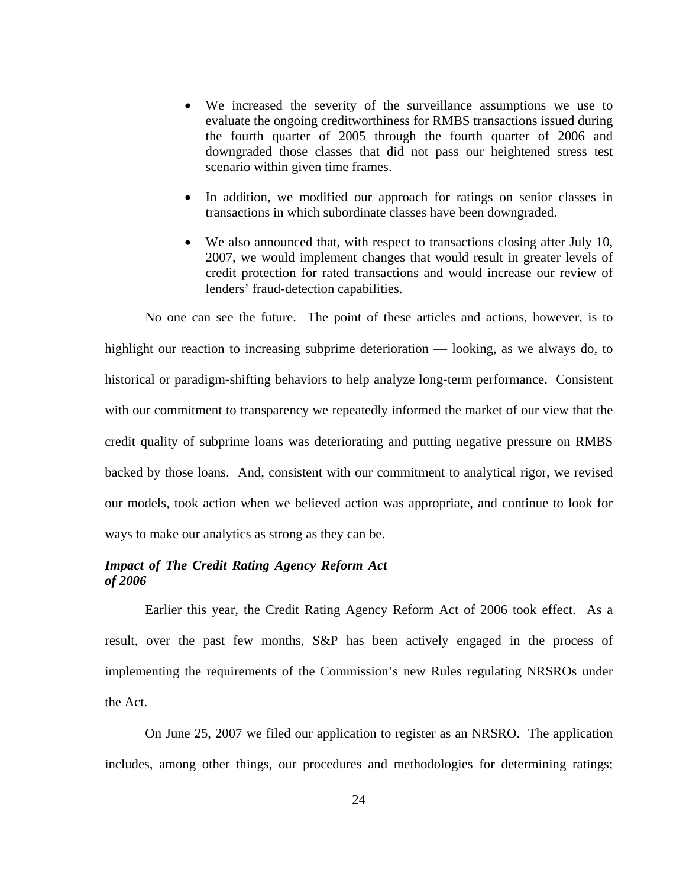- We increased the severity of the surveillance assumptions we use to evaluate the ongoing creditworthiness for RMBS transactions issued during the fourth quarter of 2005 through the fourth quarter of 2006 and downgraded those classes that did not pass our heightened stress test scenario within given time frames.

- In addition, we modified our approach for ratings on senior classes in transactions in which subordinate classes have been downgraded.

- We also announced that, with respect to transactions closing after July 10, 2007, we would implement changes that would result in greater levels of credit protection for rated transactions and would increase our review of lenders' fraud-detection capabilities.

No one can see the future. The point of these articles and actions, however, is to highlight our reaction to increasing subprime deterioration — looking, as we always do, to historical or paradigm-shifting behaviors to help analyze long-term performance. Consistent with our commitment to transparency we repeatedly informed the market of our view that the credit quality of subprime loans was deteriorating and putting negative pressure on RMBS backed by those loans. And, consistent with our commitment to analytical rigor, we revised our models, took action when we believed action was appropriate, and continue to look for ways to make our analytics as strong as they can be.

***Impact of The Credit Rating Agency Reform Act of 2006***

Earlier this year, the Credit Rating Agency Reform Act of 2006 took effect. As a result, over the past few months, S&P has been actively engaged in the process of implementing the requirements of the Commission's new Rules regulating NRSROs under the Act.

On June 25, 2007 we filed our application to register as an NRSRO. The application includes, among other things, our procedures and methodologies for determining ratings;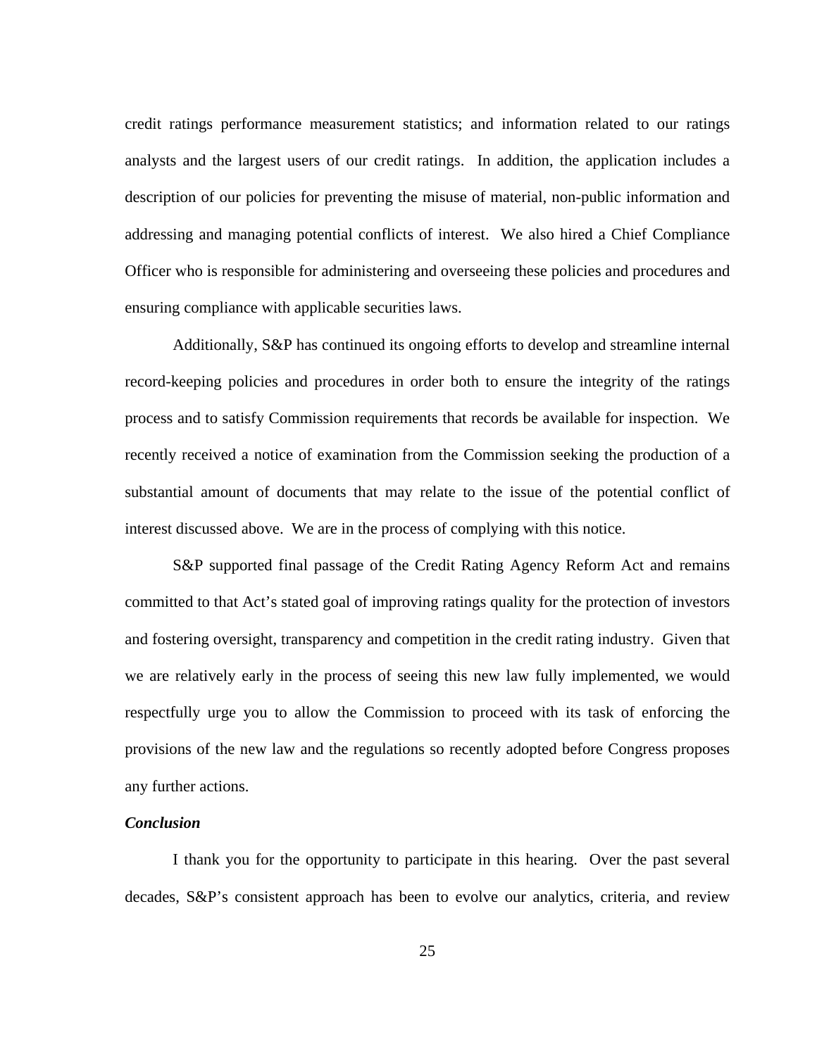credit ratings performance measurement statistics; and information related to our ratings analysts and the largest users of our credit ratings. In addition, the application includes a description of our policies for preventing the misuse of material, non-public information and addressing and managing potential conflicts of interest. We also hired a Chief Compliance Officer who is responsible for administering and overseeing these policies and procedures and ensuring compliance with applicable securities laws.

Additionally, S&P has continued its ongoing efforts to develop and streamline internal record-keeping policies and procedures in order both to ensure the integrity of the ratings process and to satisfy Commission requirements that records be available for inspection. We recently received a notice of examination from the Commission seeking the production of a substantial amount of documents that may relate to the issue of the potential conflict of interest discussed above. We are in the process of complying with this notice.

S&P supported final passage of the Credit Rating Agency Reform Act and remains committed to that Act's stated goal of improving ratings quality for the protection of investors and fostering oversight, transparency and competition in the credit rating industry. Given that we are relatively early in the process of seeing this new law fully implemented, we would respectfully urge you to allow the Commission to proceed with its task of enforcing the provisions of the new law and the regulations so recently adopted before Congress proposes any further actions.

***Conclusion***

I thank you for the opportunity to participate in this hearing. Over the past several decades, S&P's consistent approach has been to evolve our analytics, criteria, and review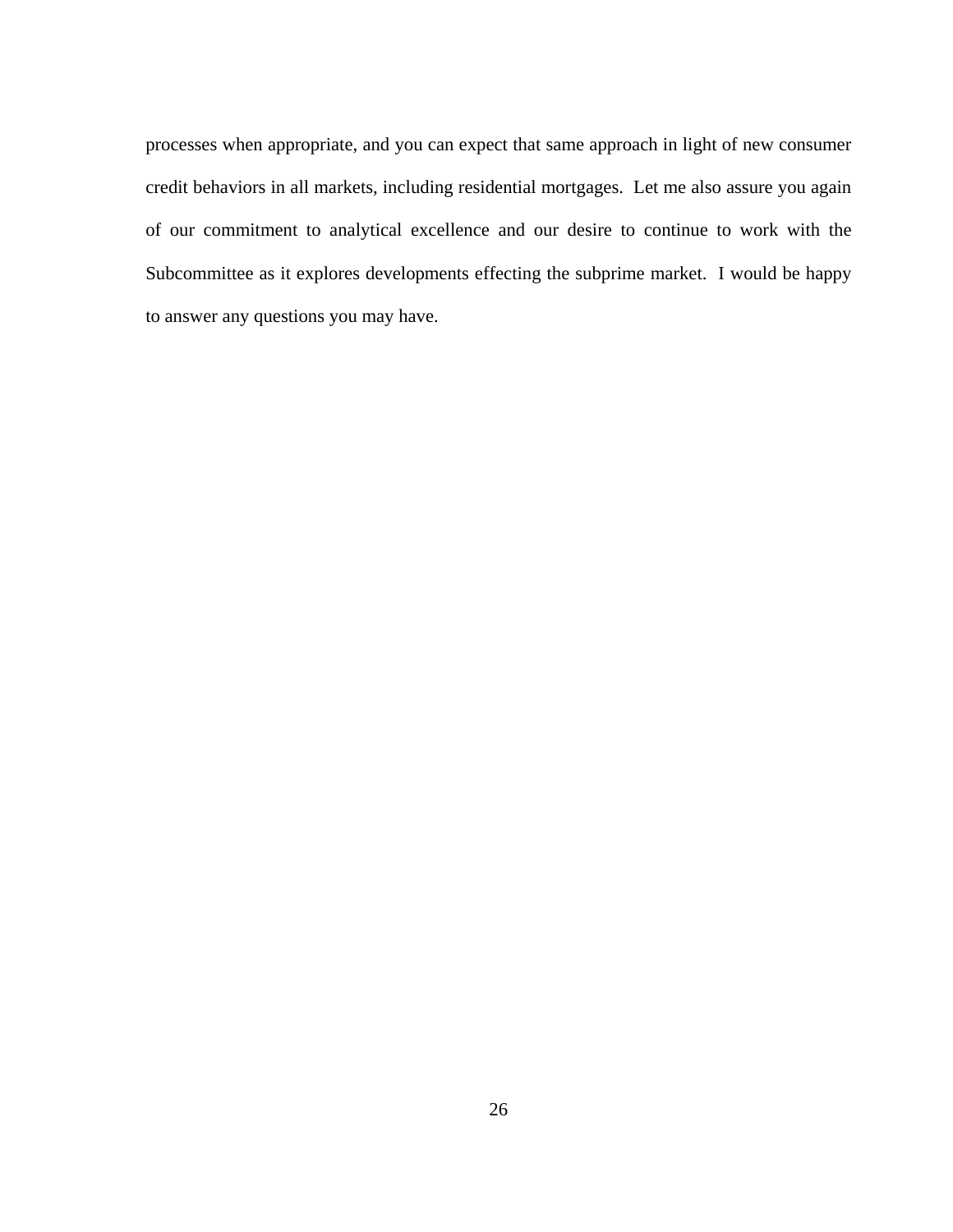processes when appropriate, and you can expect that same approach in light of new consumer credit behaviors in all markets, including residential mortgages. Let me also assure you again of our commitment to analytical excellence and our desire to continue to work with the Subcommittee as it explores developments effecting the subprime market. I would be happy to answer any questions you may have.